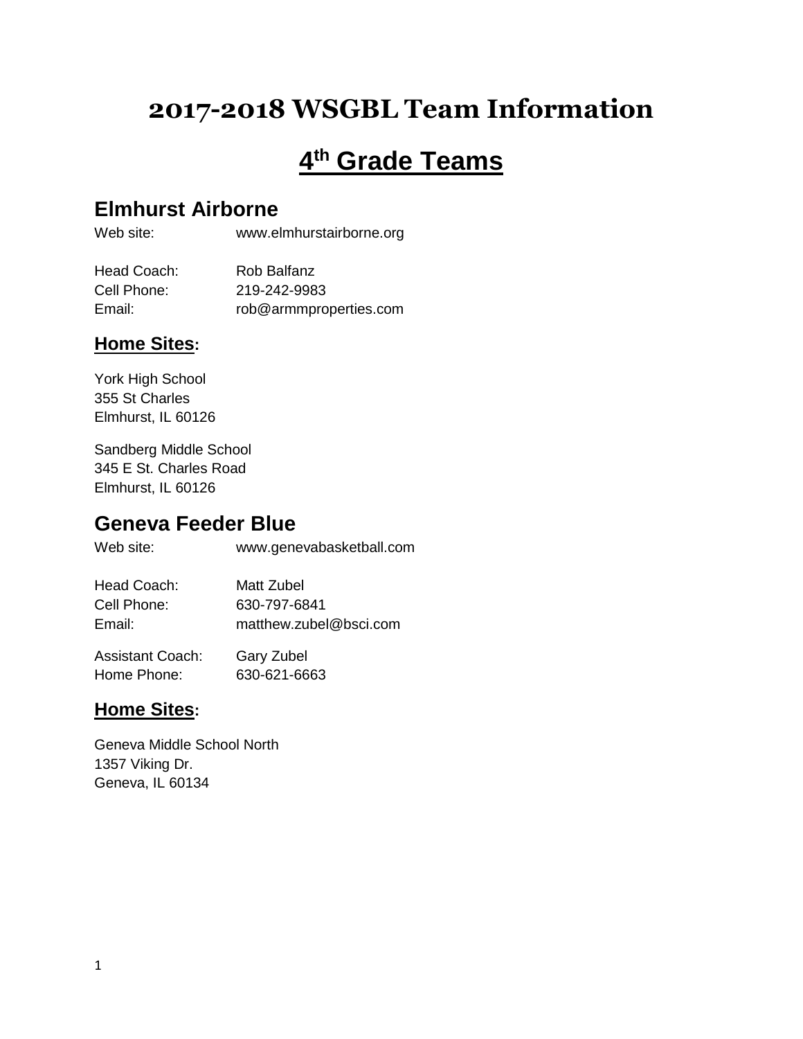# 2017-2018 WSGBL Team Information

# 4th Grade Teams

## Elmhurst Airborne

Web site: www.elmhurstairborne.org

Head Coach: Rob Balfanz
Cell Phone: 219-242-9983
Email: rob@armmproperties.com

### Home Sites:

York High School
355 St Charles
Elmhurst, IL 60126

Sandberg Middle School
345 E St. Charles Road
Elmhurst, IL 60126

## Geneva Feeder Blue

Web site: www.genevabasketball.com

Head Coach: Matt Zubel
Cell Phone: 630-797-6841
Email: matthew.zubel@bsci.com

Assistant Coach: Gary Zubel
Home Phone: 630-621-6663

### Home Sites:

Geneva Middle School North
1357 Viking Dr.
Geneva, IL 60134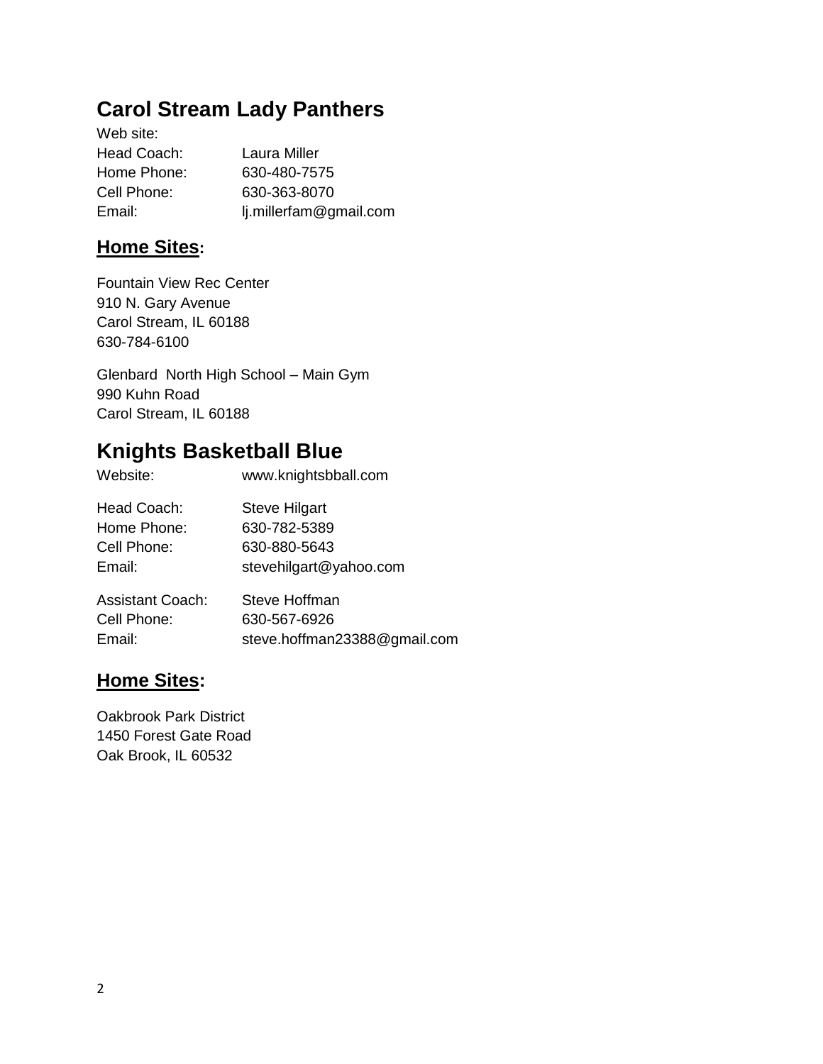## Carol Stream Lady Panthers

Web site:
Head Coach: Laura Miller
Home Phone: 630-480-7575
Cell Phone: 630-363-8070
Email: lj.millerfam@gmail.com

### **Home Sites:**

Fountain View Rec Center
910 N. Gary Avenue
Carol Stream, IL 60188
630-784-6100

Glenbard North High School – Main Gym
990 Kuhn Road
Carol Stream, IL 60188

## Knights Basketball Blue

Website: www.knightsbball.com

Head Coach: Steve Hilgart
Home Phone: 630-782-5389
Cell Phone: 630-880-5643
Email: stevehilgart@yahoo.com

Assistant Coach: Steve Hoffman
Cell Phone: 630-567-6926
Email: steve.hoffman23388@gmail.com

### **Home Sites:**

Oakbrook Park District
1450 Forest Gate Road
Oak Brook, IL 60532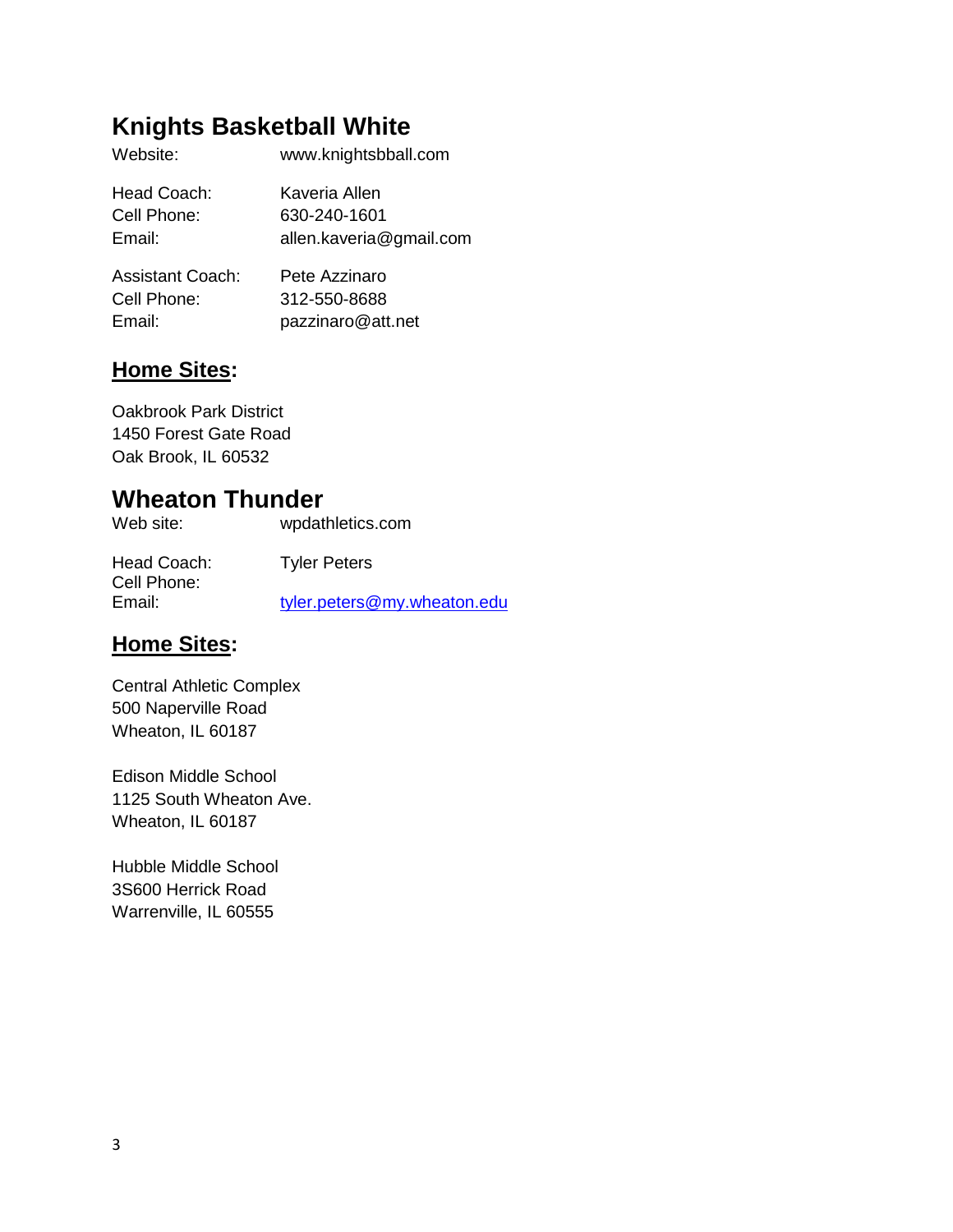## Knights Basketball White

Website: www.knightsbball.com

Head Coach: Kaveria Allen
Cell Phone: 630-240-1601
Email: allen.kaveria@gmail.com

Assistant Coach: Pete Azzinaro
Cell Phone: 312-550-8688
Email: pazzinaro@att.net

### **Home Sites**:

Oakbrook Park District
1450 Forest Gate Road
Oak Brook, IL 60532

## Wheaton Thunder

Web site: wpdathletics.com

Head Coach: Tyler Peters
Cell Phone:
Email: tyler.peters@my.wheaton.edu

### **Home Sites**:

Central Athletic Complex
500 Naperville Road
Wheaton, IL 60187

Edison Middle School
1125 South Wheaton Ave.
Wheaton, IL 60187

Hubble Middle School
3S600 Herrick Road
Warrenville, IL 60555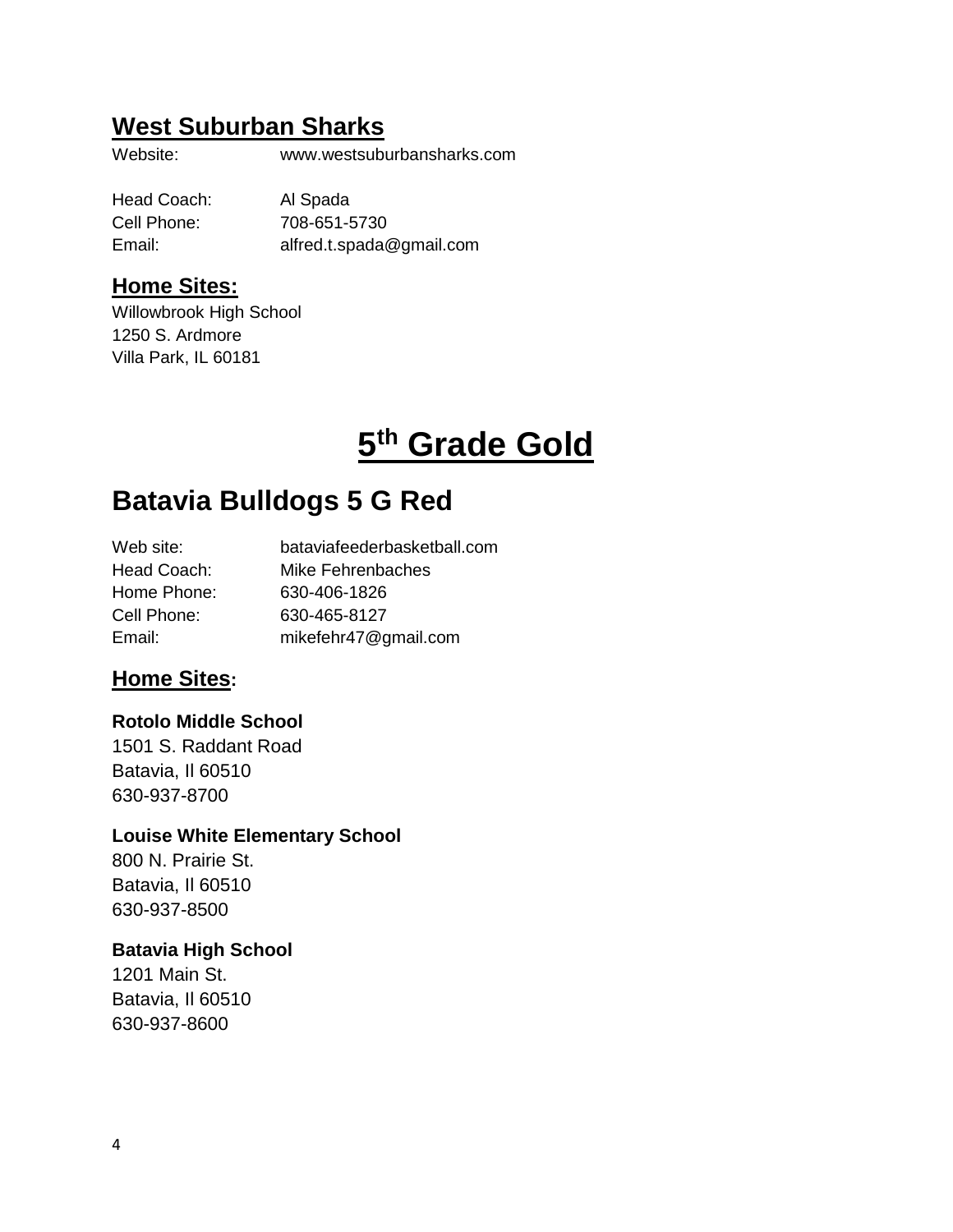## West Suburban Sharks

Website: www.westsuburbansharks.com

Head Coach: Al Spada
Cell Phone: 708-651-5730
Email: alfred.t.spada@gmail.com

### Home Sites:

Willowbrook High School
1250 S. Ardmore
Villa Park, IL 60181

# 5th Grade Gold

## Batavia Bulldogs 5 G Red

Web site: bataviafeederbasketball.com
Head Coach: Mike Fehrenbaches
Home Phone: 630-406-1826
Cell Phone: 630-465-8127
Email: mikefehr47@gmail.com

### Home Sites:

**Rotolo Middle School**
1501 S. Raddant Road
Batavia, Il 60510
630-937-8700

**Louise White Elementary School**
800 N. Prairie St.
Batavia, Il 60510
630-937-8500

**Batavia High School**
1201 Main St.
Batavia, Il 60510
630-937-8600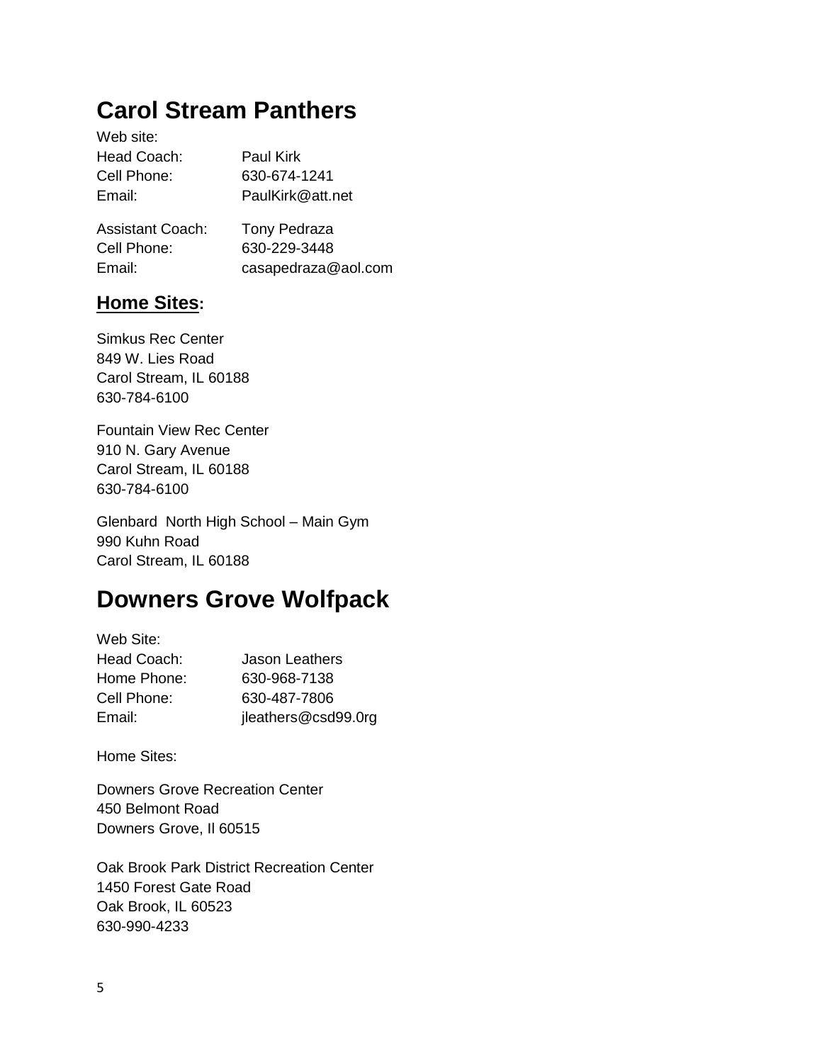# Carol Stream Panthers

Web site:
Head Coach: Paul Kirk
Cell Phone: 630-674-1241
Email: PaulKirk@att.net

Assistant Coach: Tony Pedraza
Cell Phone: 630-229-3448
Email: casapedraza@aol.com

## **Home Sites:**

Simkus Rec Center
849 W. Lies Road
Carol Stream, IL 60188
630-784-6100

Fountain View Rec Center
910 N. Gary Avenue
Carol Stream, IL 60188
630-784-6100

Glenbard North High School – Main Gym
990 Kuhn Road
Carol Stream, IL 60188

# Downers Grove Wolfpack

Web Site:
Head Coach: Jason Leathers
Home Phone: 630-968-7138
Cell Phone: 630-487-7806
Email: jleathers@csd99.0rg

Home Sites:

Downers Grove Recreation Center
450 Belmont Road
Downers Grove, Il 60515

Oak Brook Park District Recreation Center
1450 Forest Gate Road
Oak Brook, IL 60523
630-990-4233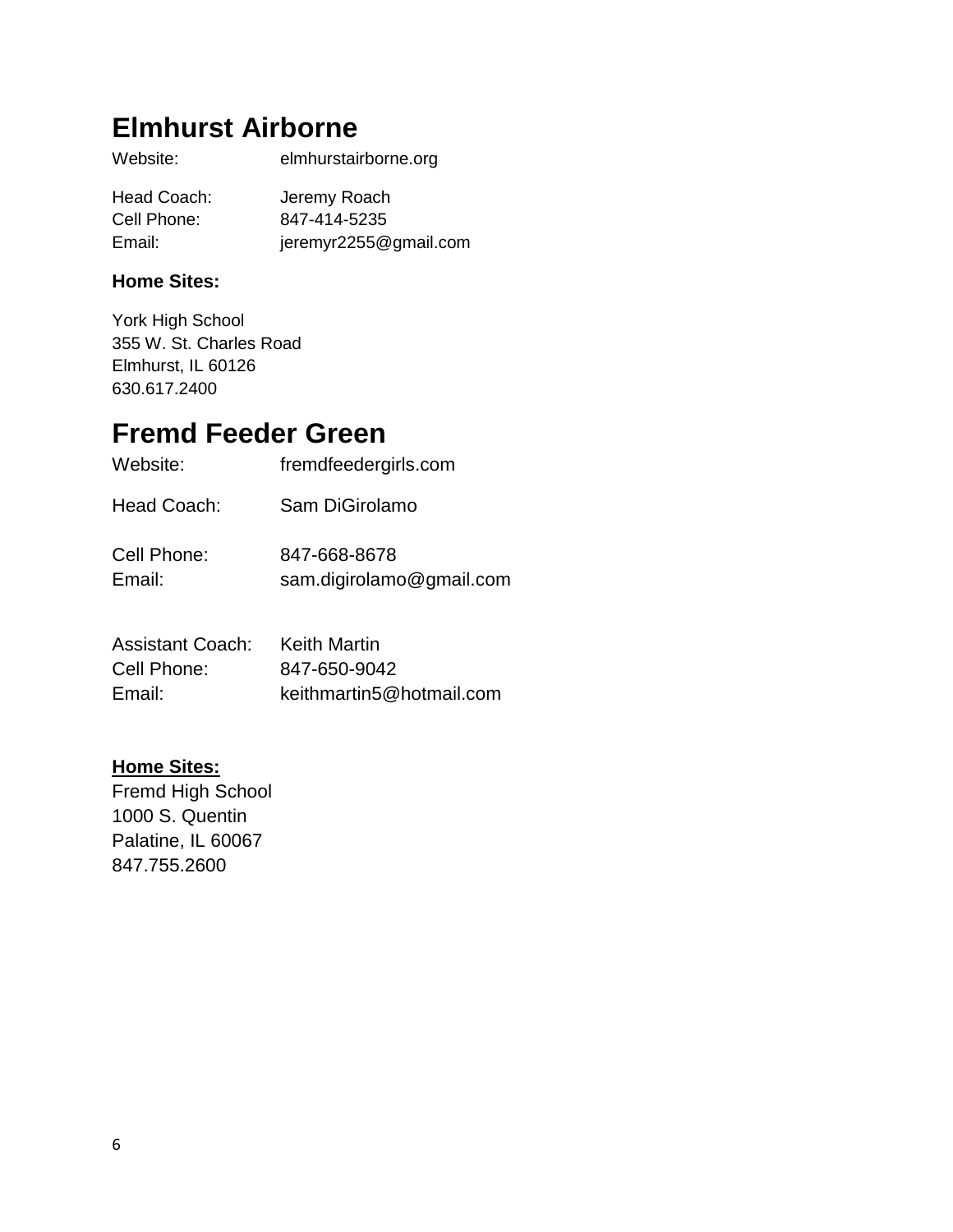# Elmhurst Airborne

Website: elmhurstairborne.org

Head Coach: Jeremy Roach
Cell Phone: 847-414-5235
Email: jeremyr2255@gmail.com

**Home Sites:**

York High School
355 W. St. Charles Road
Elmhurst, IL 60126
630.617.2400

# Fremd Feeder Green

Website: fremdfeedergirls.com

Head Coach: Sam DiGirolamo

Cell Phone: 847-668-8678
Email: sam.digirolamo@gmail.com

Assistant Coach: Keith Martin
Cell Phone: 847-650-9042
Email: keithmartin5@hotmail.com

**Home Sites:**
Fremd High School
1000 S. Quentin
Palatine, IL 60067
847.755.2600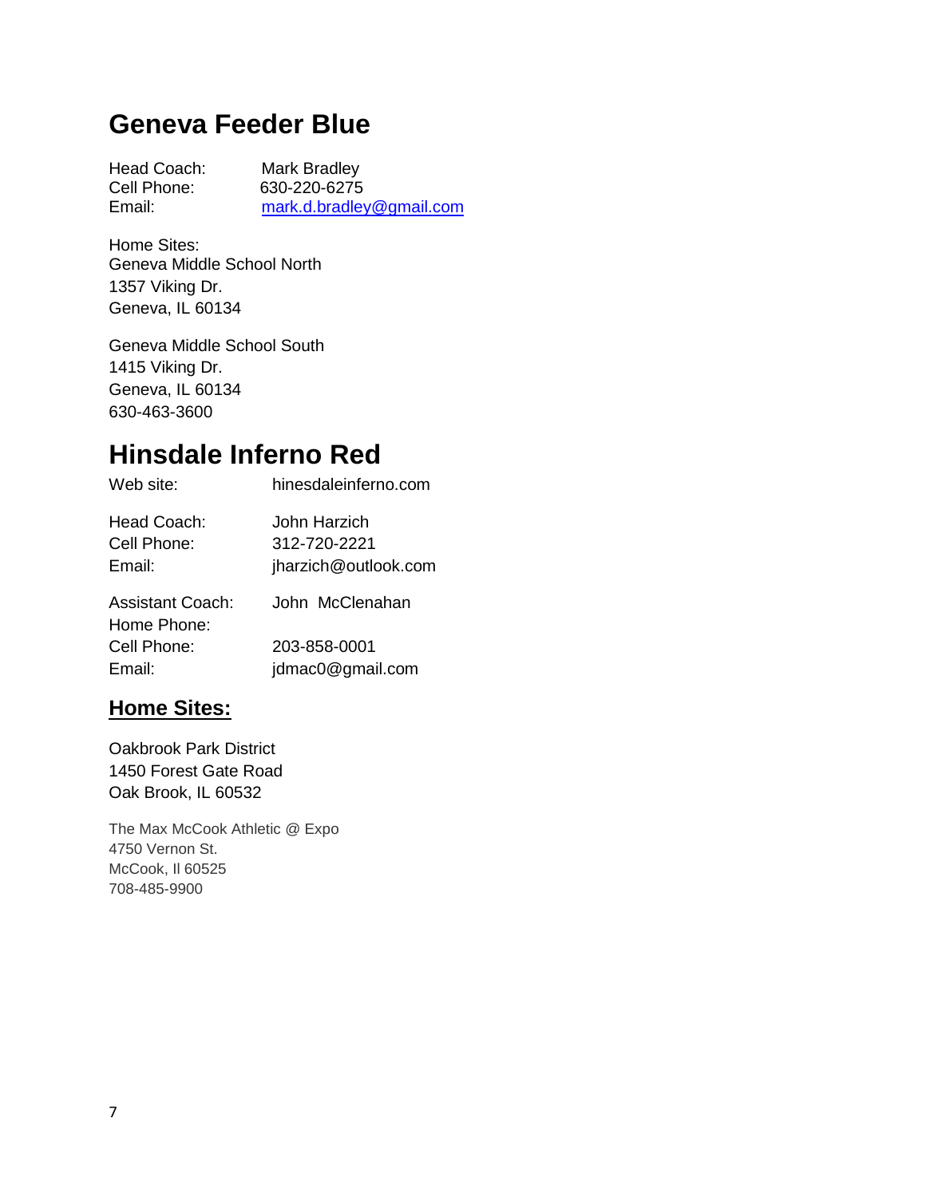## Geneva Feeder Blue

Head Coach: Mark Bradley
Cell Phone: 630-220-6275
Email: mark.d.bradley@gmail.com

Home Sites:
Geneva Middle School North
1357 Viking Dr.
Geneva, IL 60134

Geneva Middle School South
1415 Viking Dr.
Geneva, IL 60134
630-463-3600

## Hinsdale Inferno Red

Web site: hinesdaleinferno.com

Head Coach: John Harzich
Cell Phone: 312-720-2221
Email: jharzich@outlook.com

Assistant Coach: John McClenahan
Home Phone:
Cell Phone: 203-858-0001
Email: jdmac0@gmail.com

### Home Sites:

Oakbrook Park District
1450 Forest Gate Road
Oak Brook, IL 60532

The Max McCook Athletic @ Expo
4750 Vernon St.
McCook, Il 60525
708-485-9900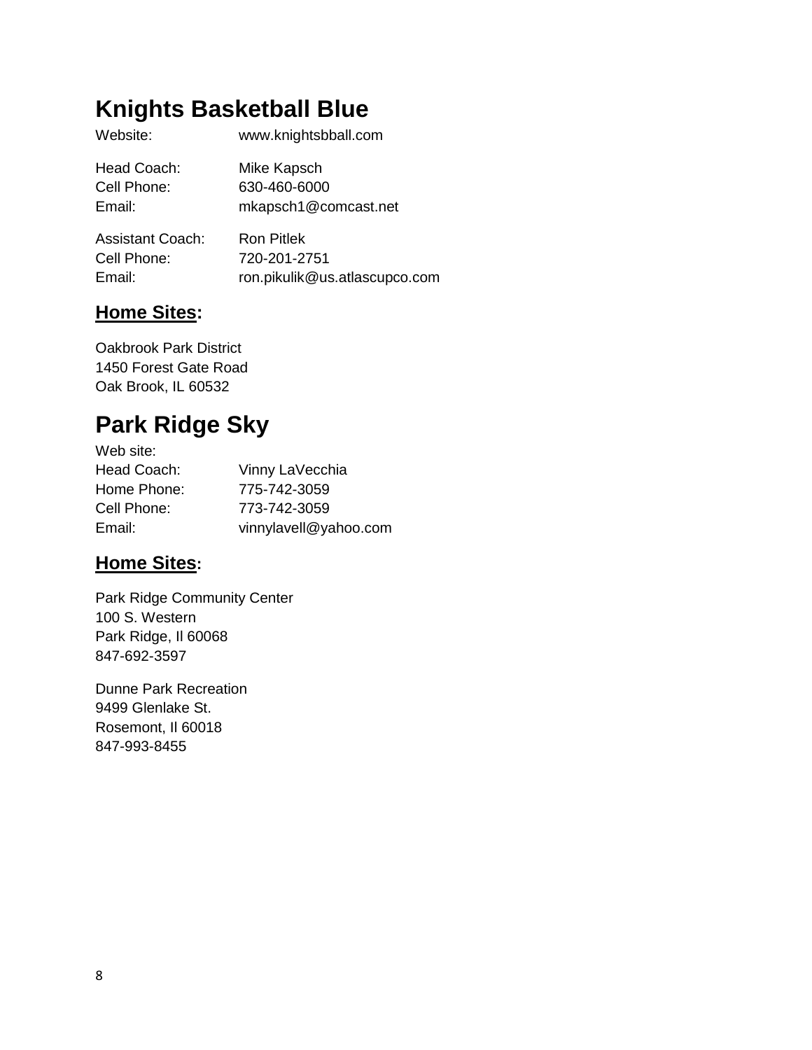# Knights Basketball Blue

| | |
|---|---|
| Website: | www.knightsbball.com |
| Head Coach: | Mike Kapsch |
| Cell Phone: | 630-460-6000 |
| Email: | mkapsch1@comcast.net |
| Assistant Coach: | Ron Pitlek |
| Cell Phone: | 720-201-2751 |
| Email: | ron.pikulik@us.atlascupco.com |

## **Home Sites:**

Oakbrook Park District
1450 Forest Gate Road
Oak Brook, IL 60532

# Park Ridge Sky

| | |
|---|---|
| Web site: | |
| Head Coach: | Vinny LaVecchia |
| Home Phone: | 775-742-3059 |
| Cell Phone: | 773-742-3059 |
| Email: | vinnylavell@yahoo.com |

## **Home Sites:**

Park Ridge Community Center
100 S. Western
Park Ridge, Il 60068
847-692-3597

Dunne Park Recreation
9499 Glenlake St.
Rosemont, Il 60018
847-993-8455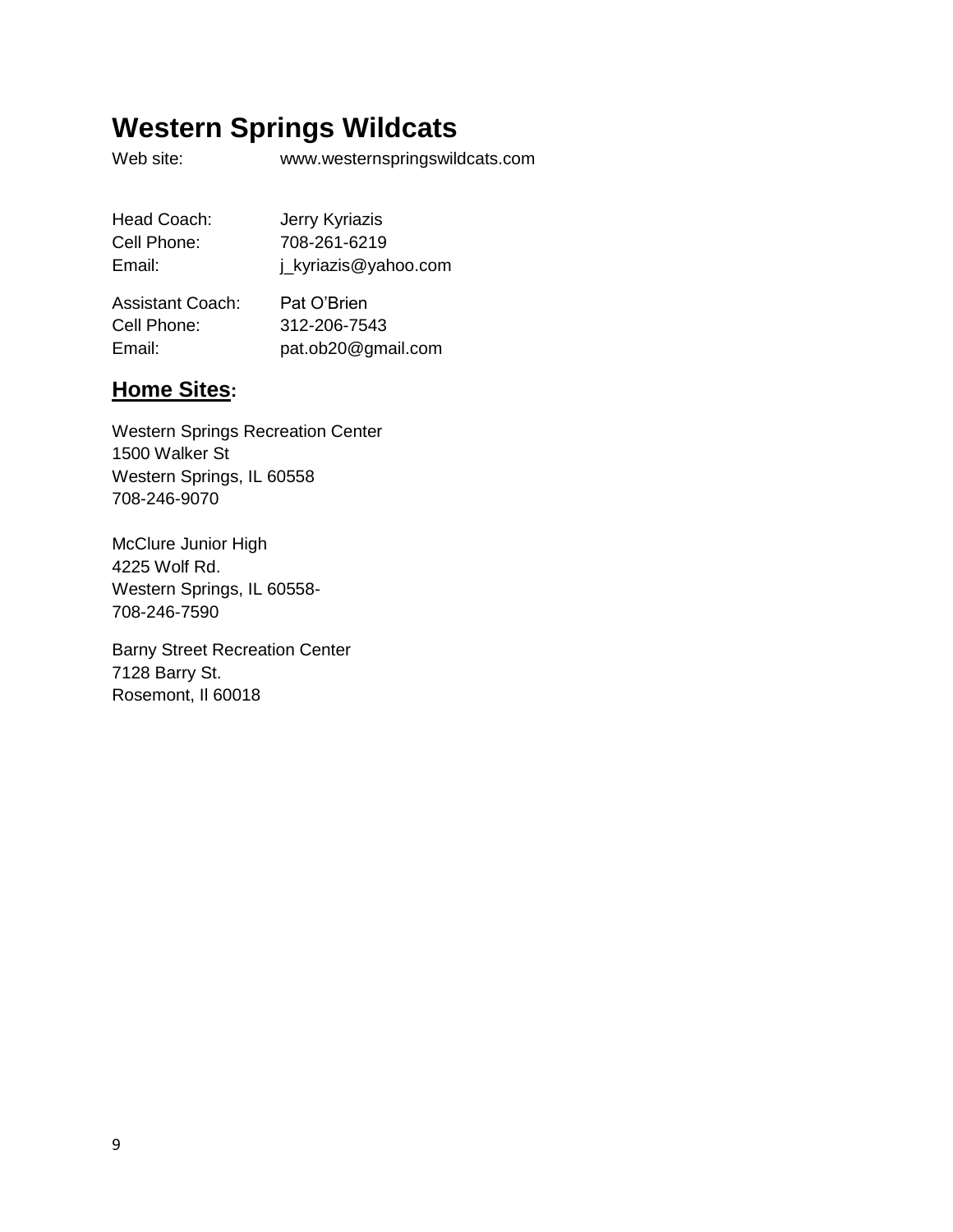# Western Springs Wildcats

Web site: www.westernspringswildcats.com

Head Coach: Jerry Kyriazis
Cell Phone: 708-261-6219
Email: j_kyriazis@yahoo.com

Assistant Coach: Pat O'Brien
Cell Phone: 312-206-7543
Email: pat.ob20@gmail.com

## **Home Sites:**

Western Springs Recreation Center
1500 Walker St
Western Springs, IL 60558
708-246-9070

McClure Junior High
4225 Wolf Rd.
Western Springs, IL 60558-
708-246-7590

Barny Street Recreation Center
7128 Barry St.
Rosemont, Il 60018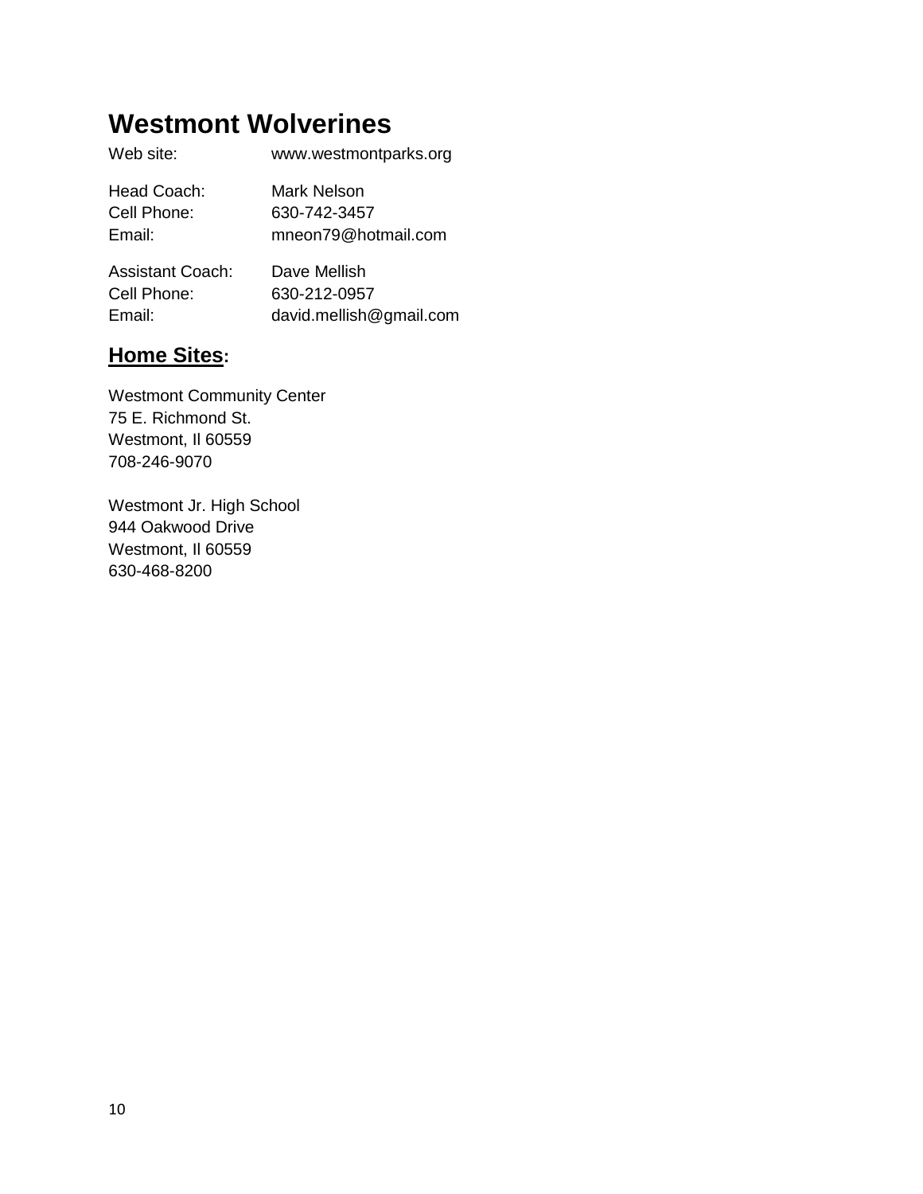# Westmont Wolverines

Web site: www.westmontparks.org

Head Coach: Mark Nelson
Cell Phone: 630-742-3457
Email: mneon79@hotmail.com

Assistant Coach: Dave Mellish
Cell Phone: 630-212-0957
Email: david.mellish@gmail.com

## **Home Sites:**

Westmont Community Center
75 E. Richmond St.
Westmont, Il 60559
708-246-9070

Westmont Jr. High School
944 Oakwood Drive
Westmont, Il 60559
630-468-8200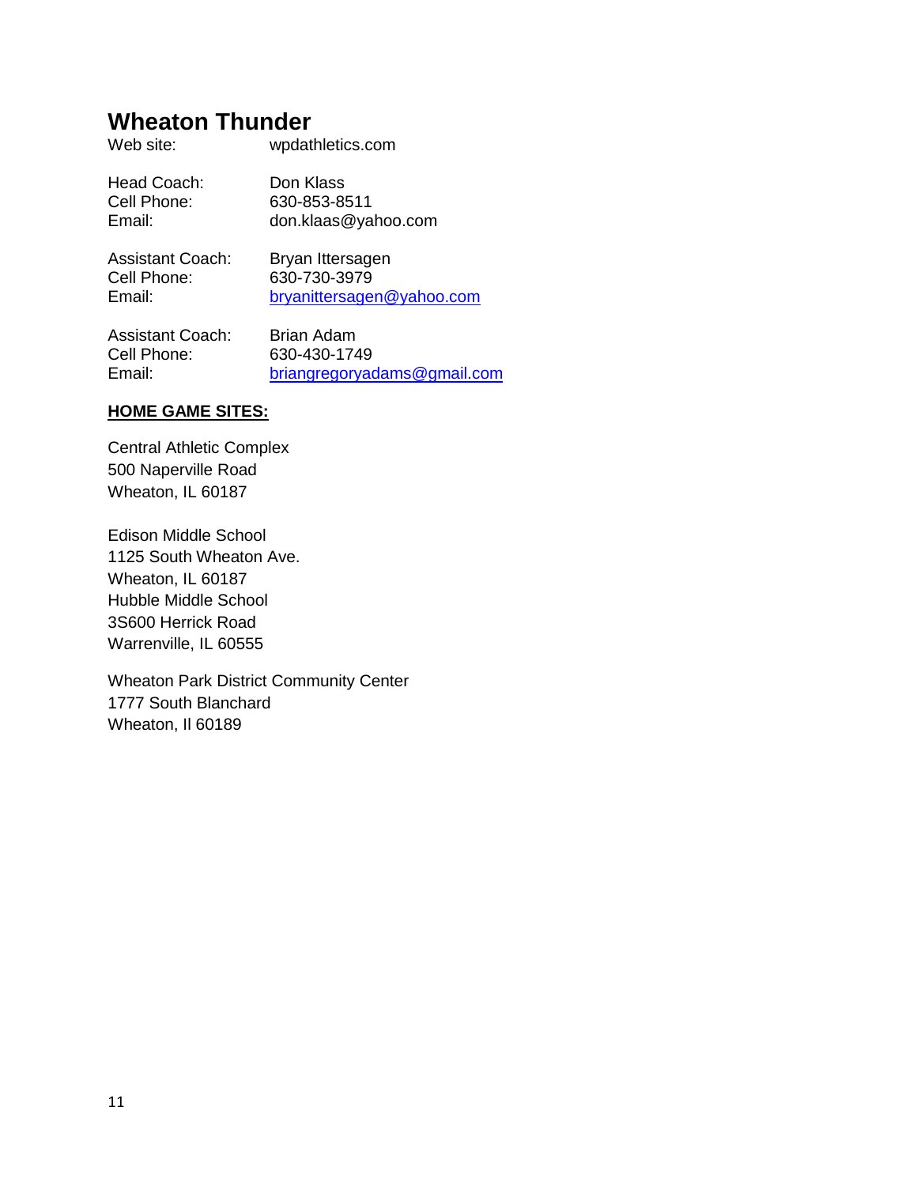## Wheaton Thunder

Web site: wpdathletics.com

Head Coach: Don Klass
Cell Phone: 630-853-8511
Email: don.klaas@yahoo.com

Assistant Coach: Bryan Ittersagen
Cell Phone: 630-730-3979
Email: bryanittersagen@yahoo.com

Assistant Coach: Brian Adam
Cell Phone: 630-430-1749
Email: briangregoryadams@gmail.com

**HOME GAME SITES:**

Central Athletic Complex
500 Naperville Road
Wheaton, IL 60187

Edison Middle School
1125 South Wheaton Ave.
Wheaton, IL 60187
Hubble Middle School
3S600 Herrick Road
Warrenville, IL 60555

Wheaton Park District Community Center
1777 South Blanchard
Wheaton, Il 60189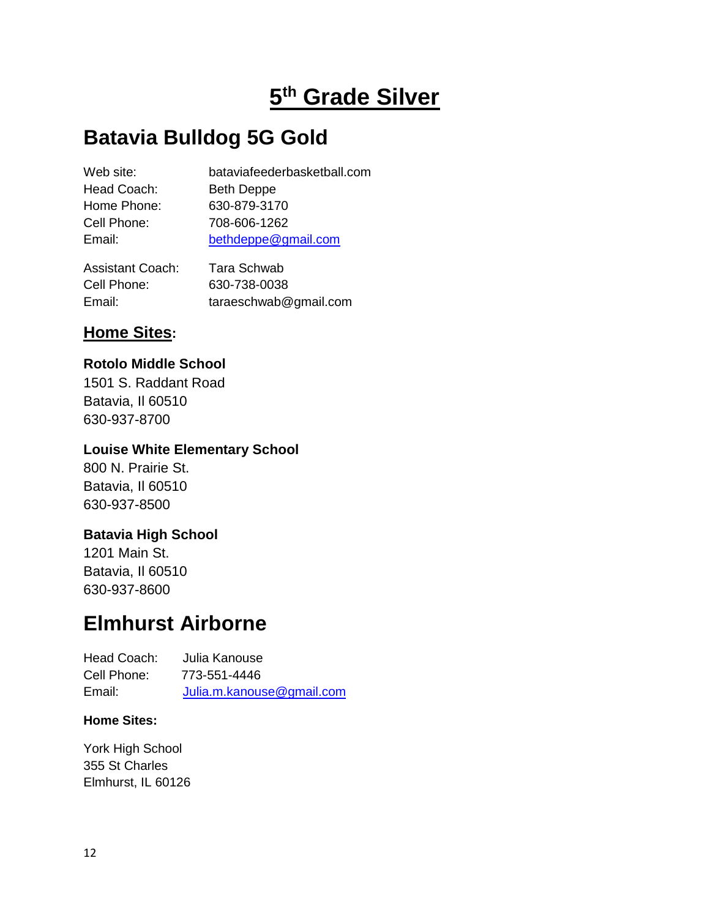# 5th Grade Silver

## Batavia Bulldog 5G Gold

Web site: bataviafeederbasketball.com
Head Coach: Beth Deppe
Home Phone: 630-879-3170
Cell Phone: 708-606-1262
Email: bethdeppe@gmail.com

Assistant Coach: Tara Schwab
Cell Phone: 630-738-0038
Email: taraeschwab@gmail.com

### Home Sites:

**Rotolo Middle School**
1501 S. Raddant Road
Batavia, Il 60510
630-937-8700

**Louise White Elementary School**
800 N. Prairie St.
Batavia, Il 60510
630-937-8500

**Batavia High School**
1201 Main St.
Batavia, Il 60510
630-937-8600

## Elmhurst Airborne

Head Coach: Julia Kanouse
Cell Phone: 773-551-4446
Email: Julia.m.kanouse@gmail.com

**Home Sites:**

York High School
355 St Charles
Elmhurst, IL 60126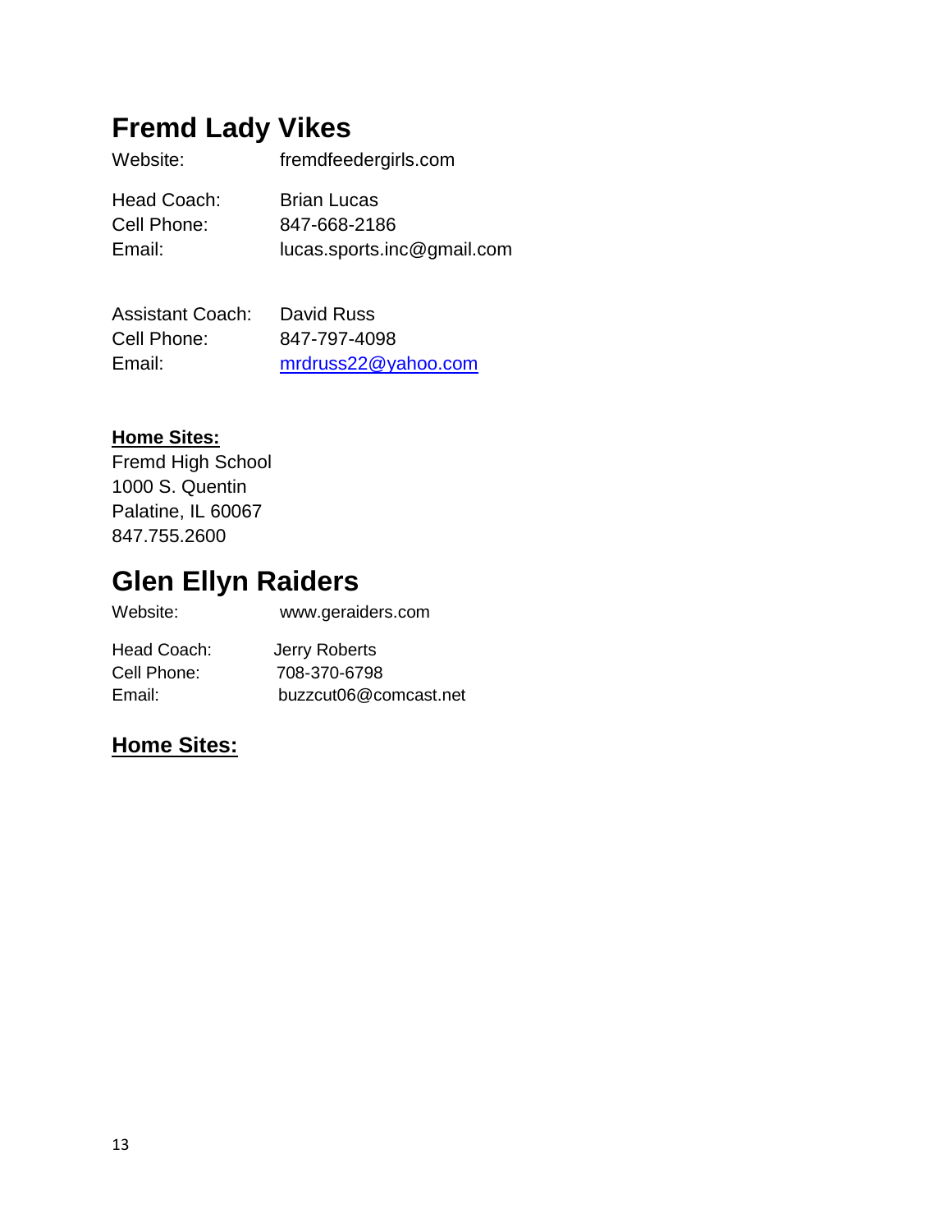## Fremd Lady Vikes

Website: fremdfeedergirls.com

Head Coach: Brian Lucas
Cell Phone: 847-668-2186
Email: lucas.sports.inc@gmail.com

Assistant Coach: David Russ
Cell Phone: 847-797-4098
Email: mrdruss22@yahoo.com

**Home Sites:**
Fremd High School
1000 S. Quentin
Palatine, IL 60067
847.755.2600

## Glen Ellyn Raiders

Website: www.geraiders.com

Head Coach: Jerry Roberts
Cell Phone: 708-370-6798
Email: buzzcut06@comcast.net

**Home Sites:**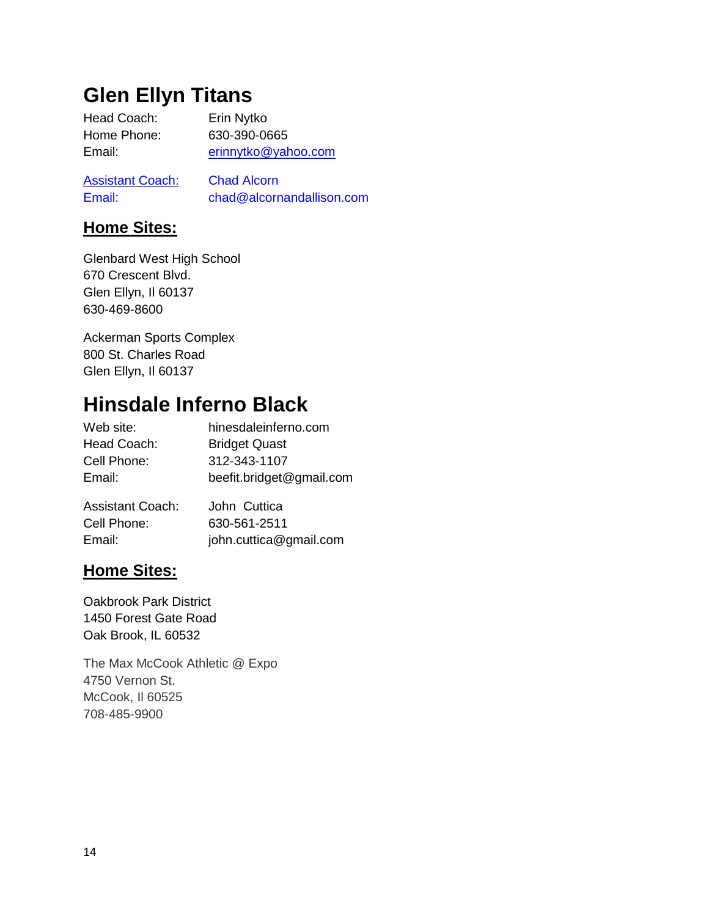# Glen Ellyn Titans

Head Coach: Erin Nytko
Home Phone: 630-390-0665
Email: erinnytko@yahoo.com

Assistant Coach: Chad Alcorn
Email: chad@alcornandallison.com

## Home Sites:

Glenbard West High School
670 Crescent Blvd.
Glen Ellyn, Il 60137
630-469-8600

Ackerman Sports Complex
800 St. Charles Road
Glen Ellyn, Il 60137

# Hinsdale Inferno Black

Web site: hinesdaleinferno.com
Head Coach: Bridget Quast
Cell Phone: 312-343-1107
Email: beefit.bridget@gmail.com

Assistant Coach: John Cuttica
Cell Phone: 630-561-2511
Email: john.cuttica@gmail.com

## Home Sites:

Oakbrook Park District
1450 Forest Gate Road
Oak Brook, IL 60532

The Max McCook Athletic @ Expo
4750 Vernon St.
McCook, Il 60525
708-485-9900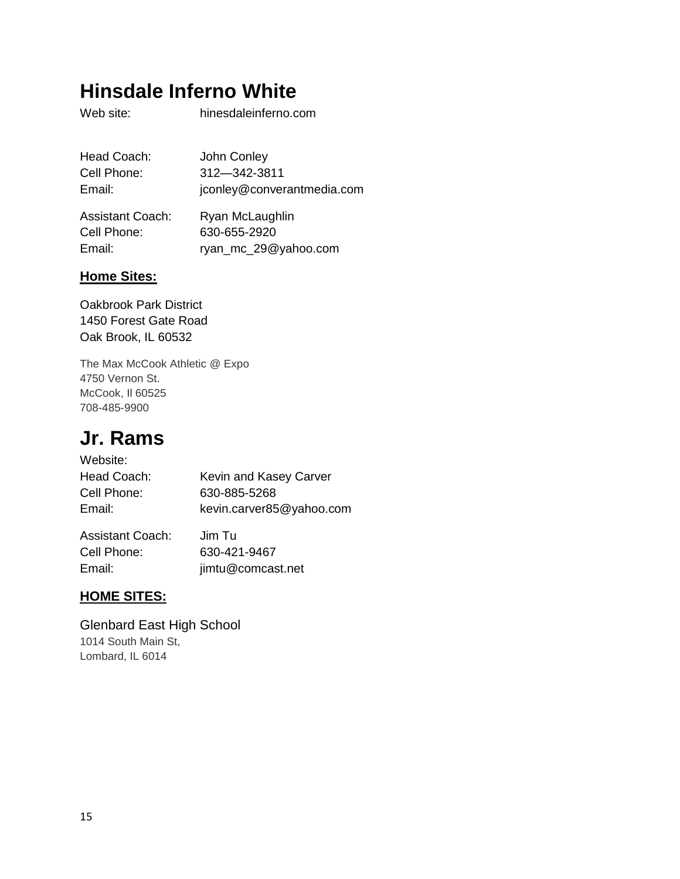## Hinsdale Inferno White

Web site: hinesdaleinferno.com

Head Coach: John Conley
Cell Phone: 312—342-3811
Email: jconley@converantmedia.com

Assistant Coach: Ryan McLaughlin
Cell Phone: 630-655-2920
Email: ryan_mc_29@yahoo.com

**Home Sites:**

Oakbrook Park District
1450 Forest Gate Road
Oak Brook, IL 60532

The Max McCook Athletic @ Expo
4750 Vernon St.
McCook, Il 60525
708-485-9900

## Jr. Rams

Website:
Head Coach: Kevin and Kasey Carver
Cell Phone: 630-885-5268
Email: kevin.carver85@yahoo.com

Assistant Coach: Jim Tu
Cell Phone: 630-421-9467
Email: jimtu@comcast.net

**HOME SITES:**

Glenbard East High School
1014 South Main St,
Lombard, IL 6014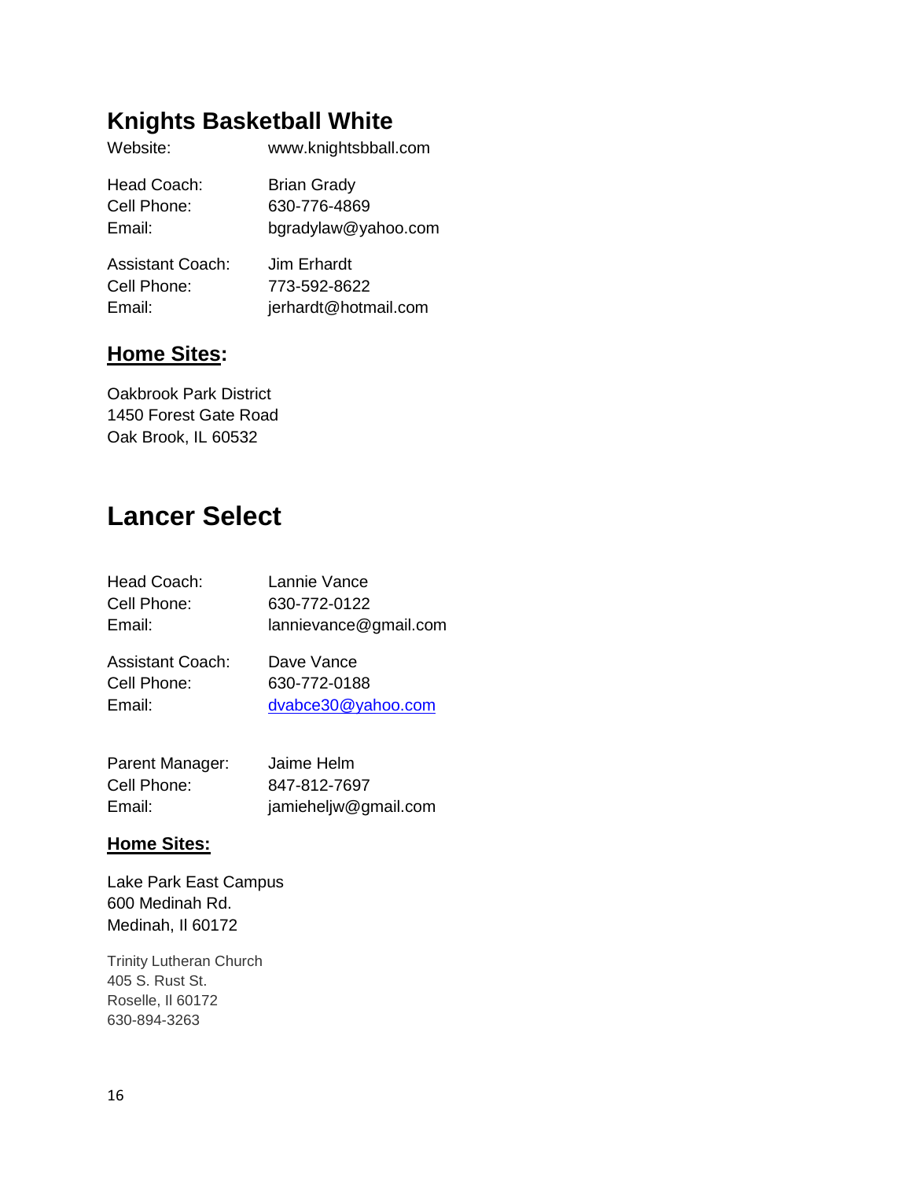## Knights Basketball White

Website: www.knightsbball.com

Head Coach: Brian Grady
Cell Phone: 630-776-4869
Email: bgradylaw@yahoo.com

Assistant Coach: Jim Erhardt
Cell Phone: 773-592-8622
Email: jerhardt@hotmail.com

### **Home Sites:**

Oakbrook Park District
1450 Forest Gate Road
Oak Brook, IL 60532

## Lancer Select

Head Coach: Lannie Vance
Cell Phone: 630-772-0122
Email: lannievance@gmail.com

Assistant Coach: Dave Vance
Cell Phone: 630-772-0188
Email: dvabce30@yahoo.com

Parent Manager: Jaime Helm
Cell Phone: 847-812-7697
Email: jamieheljw@gmail.com

### **Home Sites:**

Lake Park East Campus
600 Medinah Rd.
Medinah, Il 60172

Trinity Lutheran Church
405 S. Rust St.
Roselle, Il 60172
630-894-3263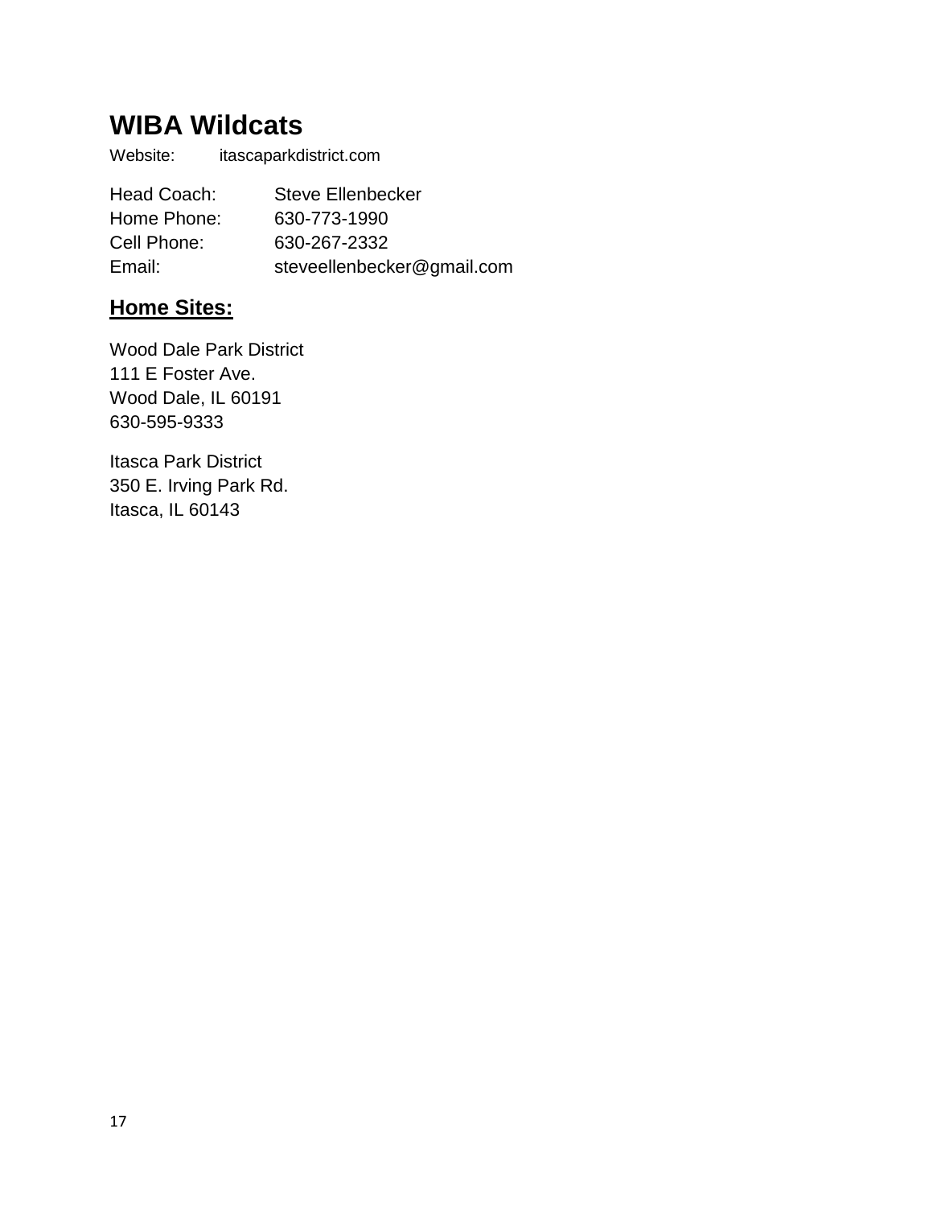# WIBA Wildcats

Website: itascaparkdistrict.com

Head Coach: Steve Ellenbecker
Home Phone: 630-773-1990
Cell Phone: 630-267-2332
Email: steveellenbecker@gmail.com

## Home Sites:

Wood Dale Park District
111 E Foster Ave.
Wood Dale, IL 60191
630-595-9333

Itasca Park District
350 E. Irving Park Rd.
Itasca, IL 60143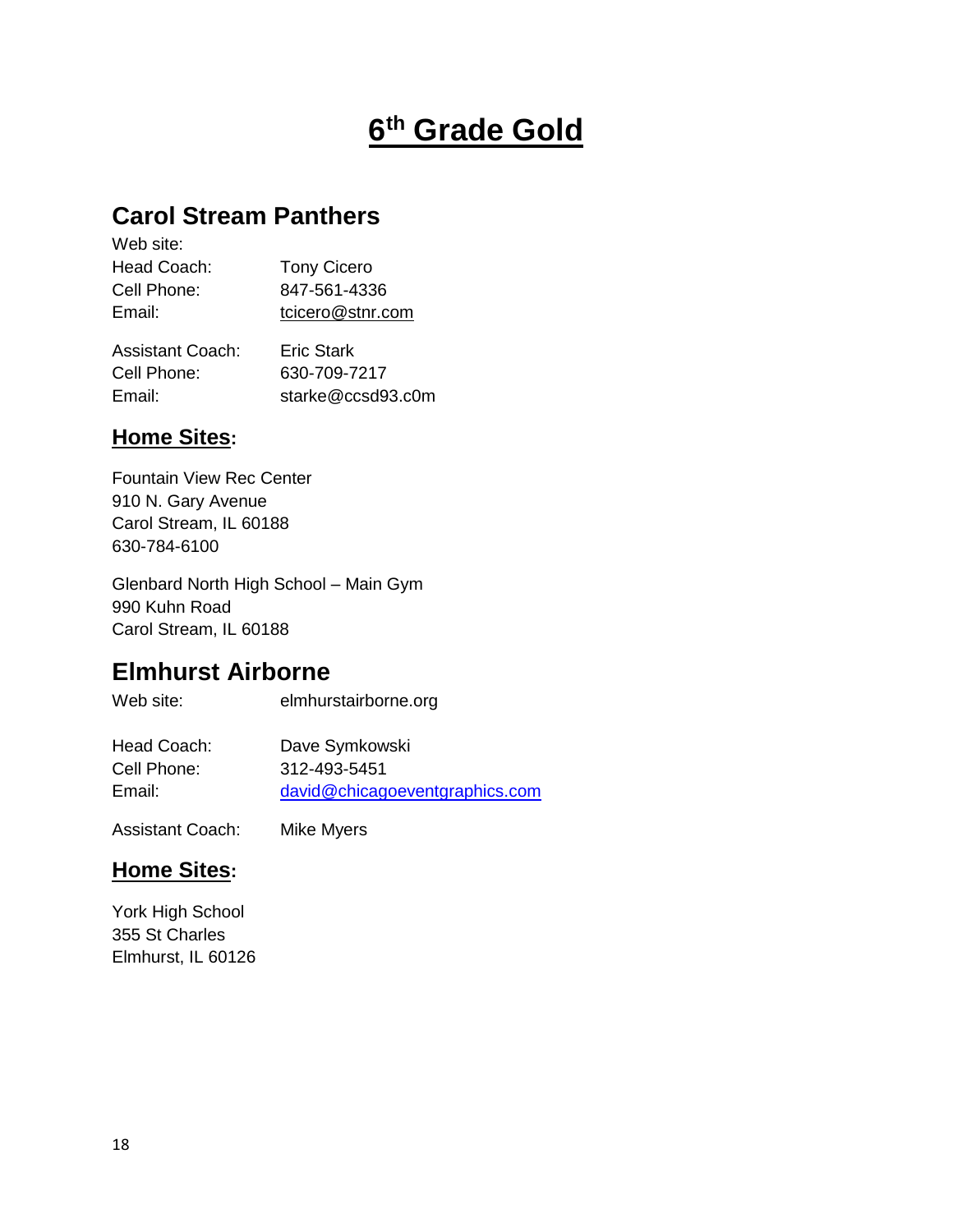# 6th Grade Gold

## Carol Stream Panthers

Web site:
Head Coach: Tony Cicero
Cell Phone: 847-561-4336
Email: tcicero@stnr.com

Assistant Coach: Eric Stark
Cell Phone: 630-709-7217
Email: starke@ccsd93.c0m

### Home Sites:

Fountain View Rec Center
910 N. Gary Avenue
Carol Stream, IL 60188
630-784-6100

Glenbard North High School – Main Gym
990 Kuhn Road
Carol Stream, IL 60188

## Elmhurst Airborne

Web site: elmhurstairborne.org

Head Coach: Dave Symkowski
Cell Phone: 312-493-5451
Email: david@chicagoeventgraphics.com

Assistant Coach: Mike Myers

### Home Sites:

York High School
355 St Charles
Elmhurst, IL 60126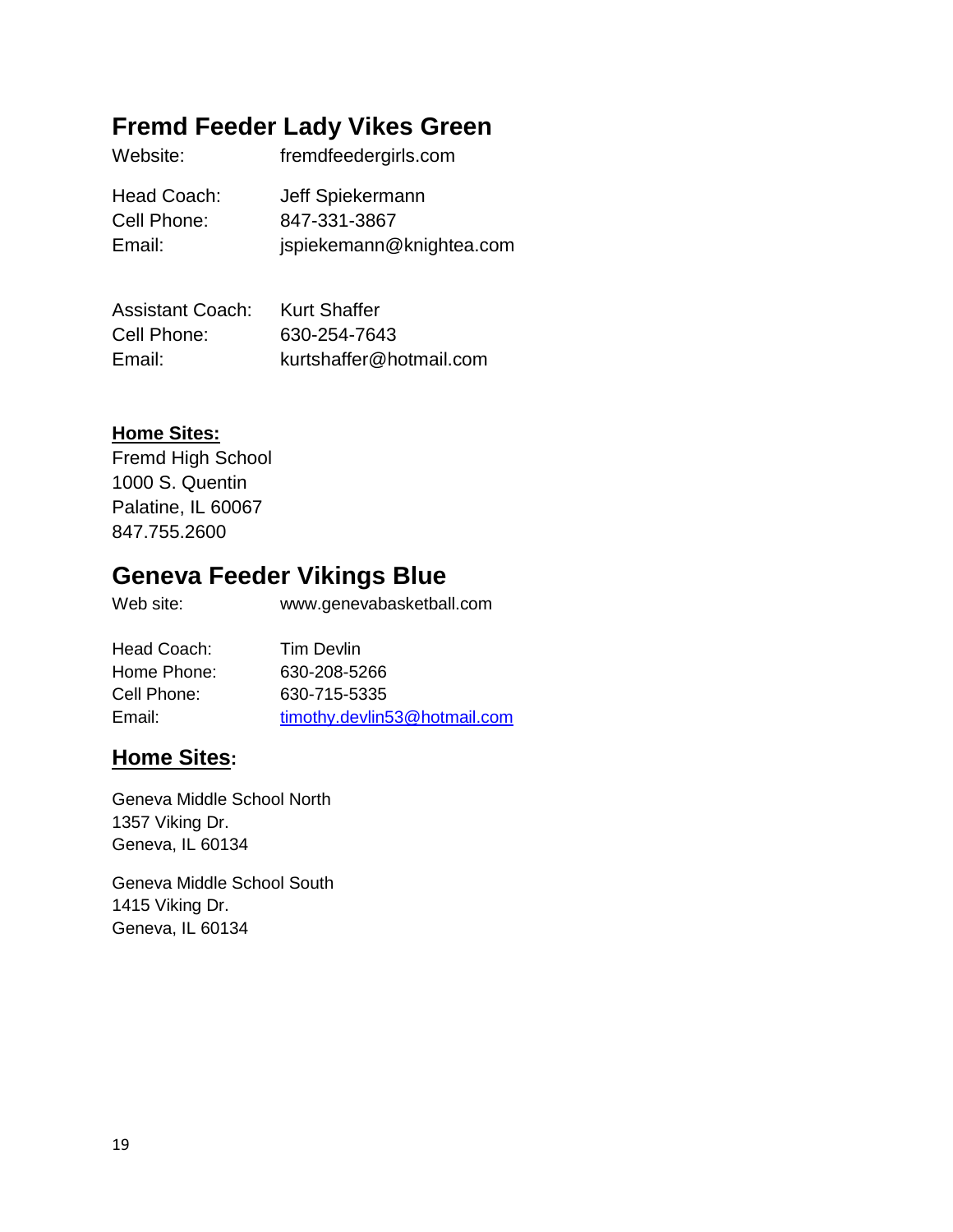## Fremd Feeder Lady Vikes Green

Website: fremdfeedergirls.com

Head Coach: Jeff Spiekermann
Cell Phone: 847-331-3867
Email: jspiekemann@knightea.com

Assistant Coach: Kurt Shaffer
Cell Phone: 630-254-7643
Email: kurtshaffer@hotmail.com

**Home Sites:**

Fremd High School
1000 S. Quentin
Palatine, IL 60067
847.755.2600

## Geneva Feeder Vikings Blue

Web site: www.genevabasketball.com

Head Coach: Tim Devlin
Home Phone: 630-208-5266
Cell Phone: 630-715-5335
Email: timothy.devlin53@hotmail.com

### Home Sites:

Geneva Middle School North
1357 Viking Dr.
Geneva, IL 60134

Geneva Middle School South
1415 Viking Dr.
Geneva, IL 60134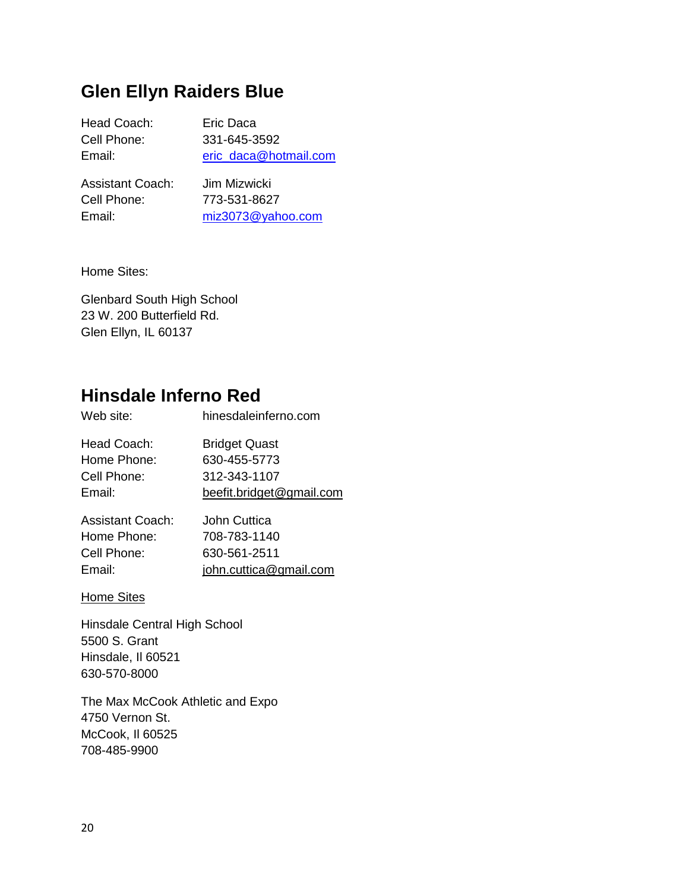## Glen Ellyn Raiders Blue

Head Coach: Eric Daca
Cell Phone: 331-645-3592
Email: eric_daca@hotmail.com

Assistant Coach: Jim Mizwicki
Cell Phone: 773-531-8627
Email: miz3073@yahoo.com

Home Sites:

Glenbard South High School
23 W. 200 Butterfield Rd.
Glen Ellyn, IL 60137

## Hinsdale Inferno Red

Web site: hinesdaleinferno.com

Head Coach: Bridget Quast
Home Phone: 630-455-5773
Cell Phone: 312-343-1107
Email: beefit.bridget@gmail.com

Assistant Coach: John Cuttica
Home Phone: 708-783-1140
Cell Phone: 630-561-2511
Email: john.cuttica@gmail.com

Home Sites

Hinsdale Central High School
5500 S. Grant
Hinsdale, Il 60521
630-570-8000

The Max McCook Athletic and Expo
4750 Vernon St.
McCook, Il 60525
708-485-9900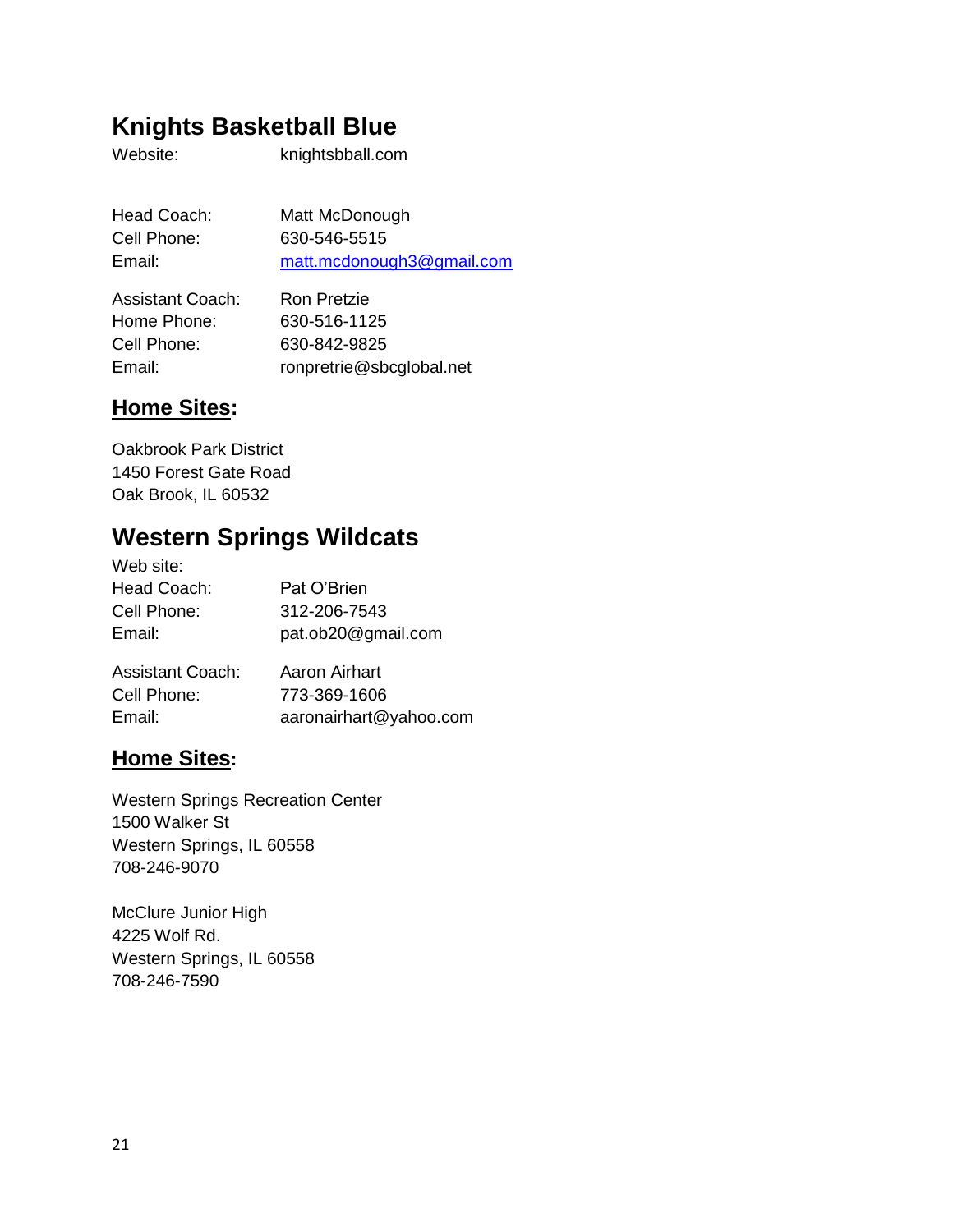## Knights Basketball Blue

Website: knightsbball.com

Head Coach: Matt McDonough
Cell Phone: 630-546-5515
Email: matt.mcdonough3@gmail.com

Assistant Coach: Ron Pretzie
Home Phone: 630-516-1125
Cell Phone: 630-842-9825
Email: ronpretrie@sbcglobal.net

### **Home Sites:**

Oakbrook Park District
1450 Forest Gate Road
Oak Brook, IL 60532

## Western Springs Wildcats

Web site:
Head Coach: Pat O'Brien
Cell Phone: 312-206-7543
Email: pat.ob20@gmail.com

Assistant Coach: Aaron Airhart
Cell Phone: 773-369-1606
Email: aaronairhart@yahoo.com

### **Home Sites:**

Western Springs Recreation Center
1500 Walker St
Western Springs, IL 60558
708-246-9070

McClure Junior High
4225 Wolf Rd.
Western Springs, IL 60558
708-246-7590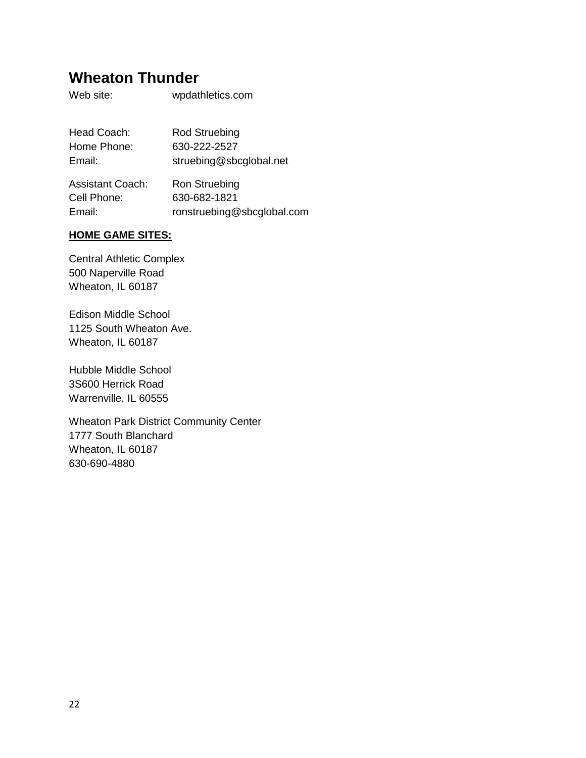## Wheaton Thunder

Web site: wpdathletics.com

Head Coach: Rod Struebing
Home Phone: 630-222-2527
Email: struebing@sbcglobal.net

Assistant Coach: Ron Struebing
Cell Phone: 630-682-1821
Email: ronstruebing@sbcglobal.com

**HOME GAME SITES:**

Central Athletic Complex
500 Naperville Road
Wheaton, IL 60187

Edison Middle School
1125 South Wheaton Ave.
Wheaton, IL 60187

Hubble Middle School
3S600 Herrick Road
Warrenville, IL 60555

Wheaton Park District Community Center
1777 South Blanchard
Wheaton, IL 60187
630-690-4880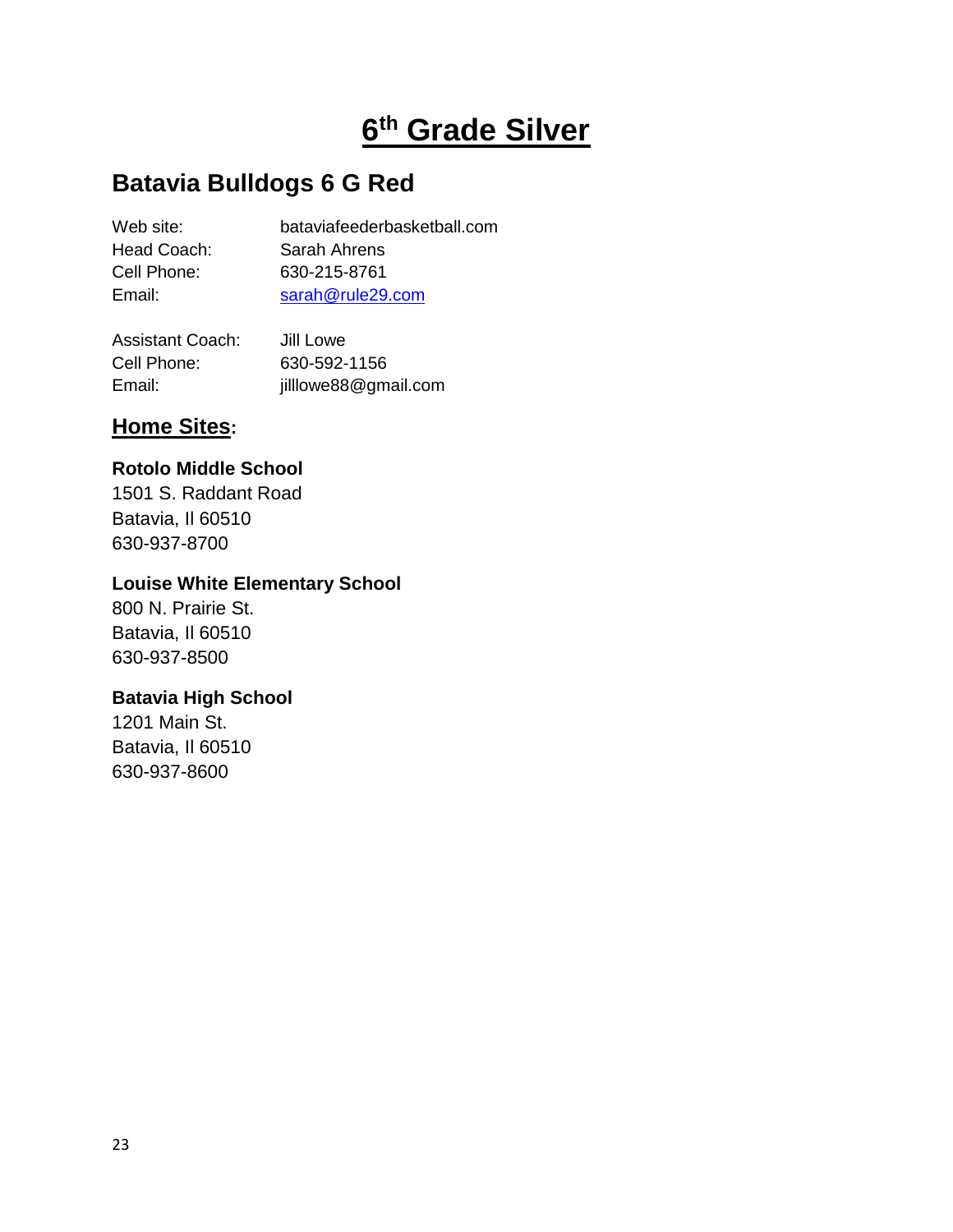# 6th Grade Silver

## Batavia Bulldogs 6 G Red

Web site: bataviafeederbasketball.com
Head Coach: Sarah Ahrens
Cell Phone: 630-215-8761
Email: sarah@rule29.com

Assistant Coach: Jill Lowe
Cell Phone: 630-592-1156
Email: jilllowe88@gmail.com

### Home Sites:

**Rotolo Middle School**
1501 S. Raddant Road
Batavia, Il 60510
630-937-8700

**Louise White Elementary School**
800 N. Prairie St.
Batavia, Il 60510
630-937-8500

**Batavia High School**
1201 Main St.
Batavia, Il 60510
630-937-8600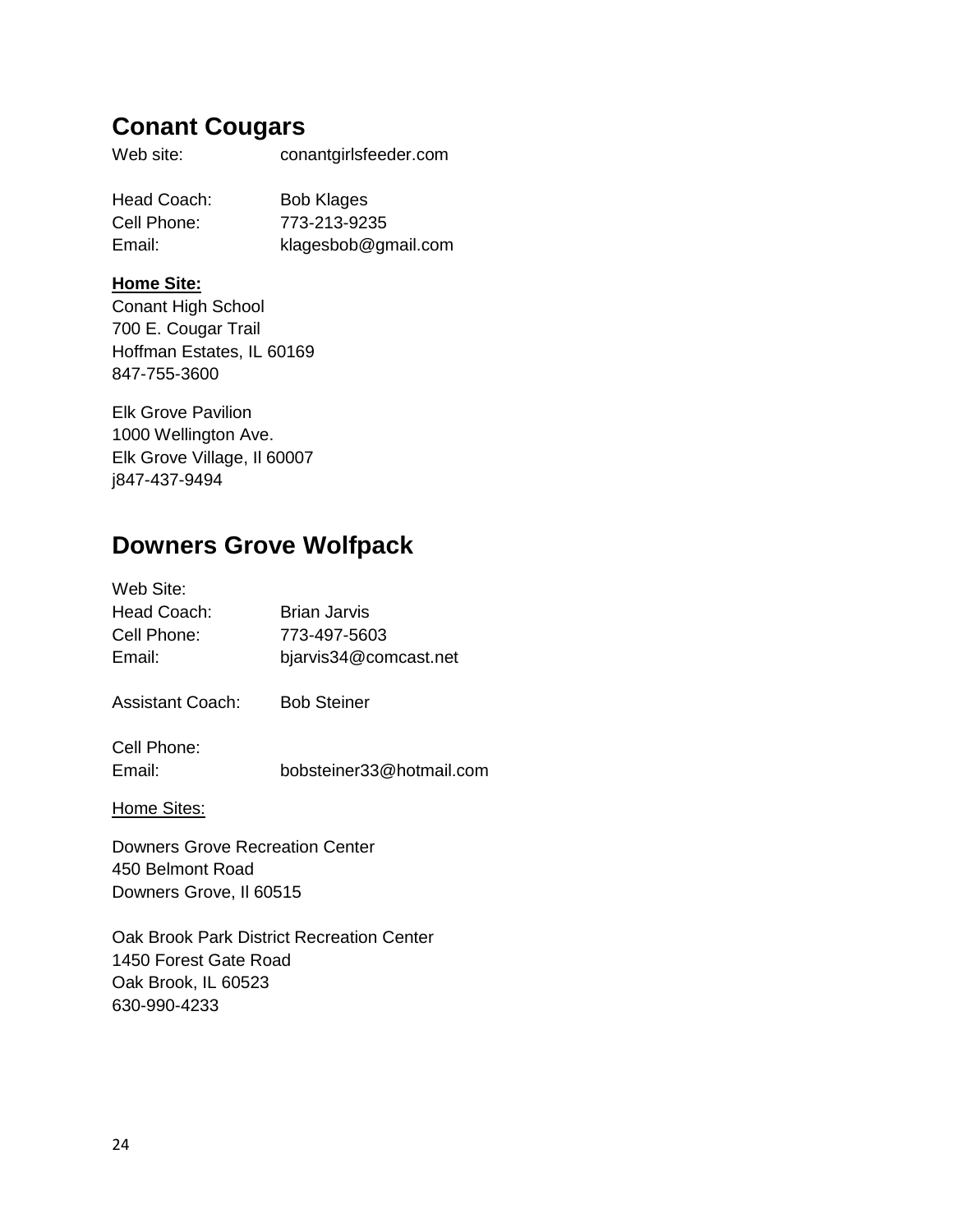## Conant Cougars

Web site: conantgirlsfeeder.com

Head Coach: Bob Klages
Cell Phone: 773-213-9235
Email: klagesbob@gmail.com

**Home Site:**

Conant High School
700 E. Cougar Trail
Hoffman Estates, IL 60169
847-755-3600

Elk Grove Pavilion
1000 Wellington Ave.
Elk Grove Village, Il 60007
j847-437-9494

## Downers Grove Wolfpack

Web Site:
Head Coach: Brian Jarvis
Cell Phone: 773-497-5603
Email: bjarvis34@comcast.net

Assistant Coach: Bob Steiner

Cell Phone:
Email: bobsteiner33@hotmail.com

Home Sites:

Downers Grove Recreation Center
450 Belmont Road
Downers Grove, Il 60515

Oak Brook Park District Recreation Center
1450 Forest Gate Road
Oak Brook, IL 60523
630-990-4233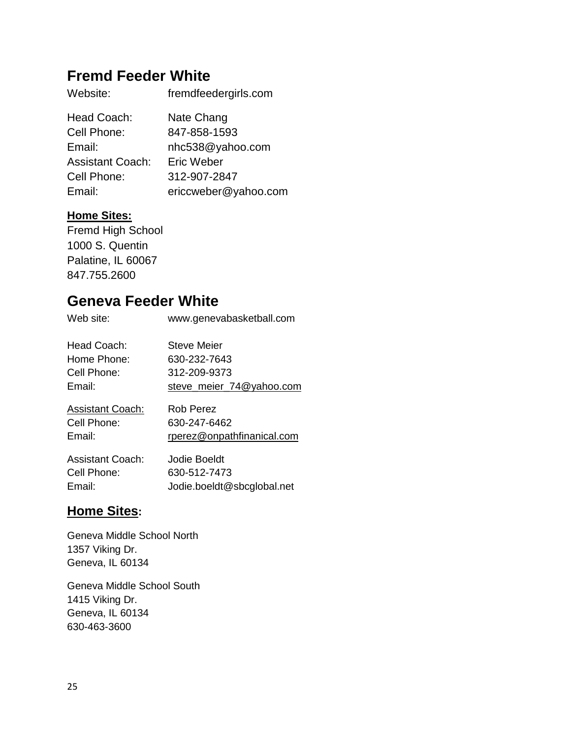## Fremd Feeder White

Website: fremdfeedergirls.com

Head Coach: Nate Chang
Cell Phone: 847-858-1593
Email: nhc538@yahoo.com
Assistant Coach: Eric Weber
Cell Phone: 312-907-2847
Email: ericcweber@yahoo.com

**Home Sites:**

Fremd High School
1000 S. Quentin
Palatine, IL 60067
847.755.2600

## Geneva Feeder White

Web site: www.genevabasketball.com

Head Coach: Steve Meier
Home Phone: 630-232-7643
Cell Phone: 312-209-9373
Email: steve_meier_74@yahoo.com

Assistant Coach: Rob Perez
Cell Phone: 630-247-6462
Email: rperez@onpathfinanical.com

Assistant Coach: Jodie Boeldt
Cell Phone: 630-512-7473
Email: Jodie.boeldt@sbcglobal.net

### Home Sites:

Geneva Middle School North
1357 Viking Dr.
Geneva, IL 60134

Geneva Middle School South
1415 Viking Dr.
Geneva, IL 60134
630-463-3600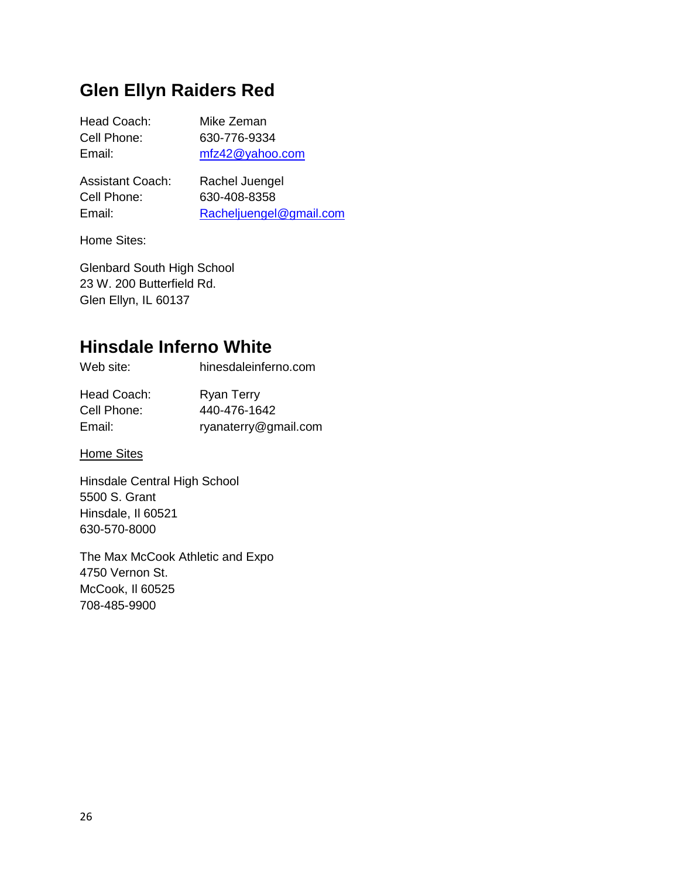## Glen Ellyn Raiders Red

Head Coach: Mike Zeman
Cell Phone: 630-776-9334
Email: mfz42@yahoo.com

Assistant Coach: Rachel Juengel
Cell Phone: 630-408-8358
Email: Racheljuengel@gmail.com

Home Sites:

Glenbard South High School
23 W. 200 Butterfield Rd.
Glen Ellyn, IL 60137

## Hinsdale Inferno White

Web site: hinesdaleinferno.com

Head Coach: Ryan Terry
Cell Phone: 440-476-1642
Email: ryanaterry@gmail.com

Home Sites

Hinsdale Central High School
5500 S. Grant
Hinsdale, Il 60521
630-570-8000

The Max McCook Athletic and Expo
4750 Vernon St.
McCook, Il 60525
708-485-9900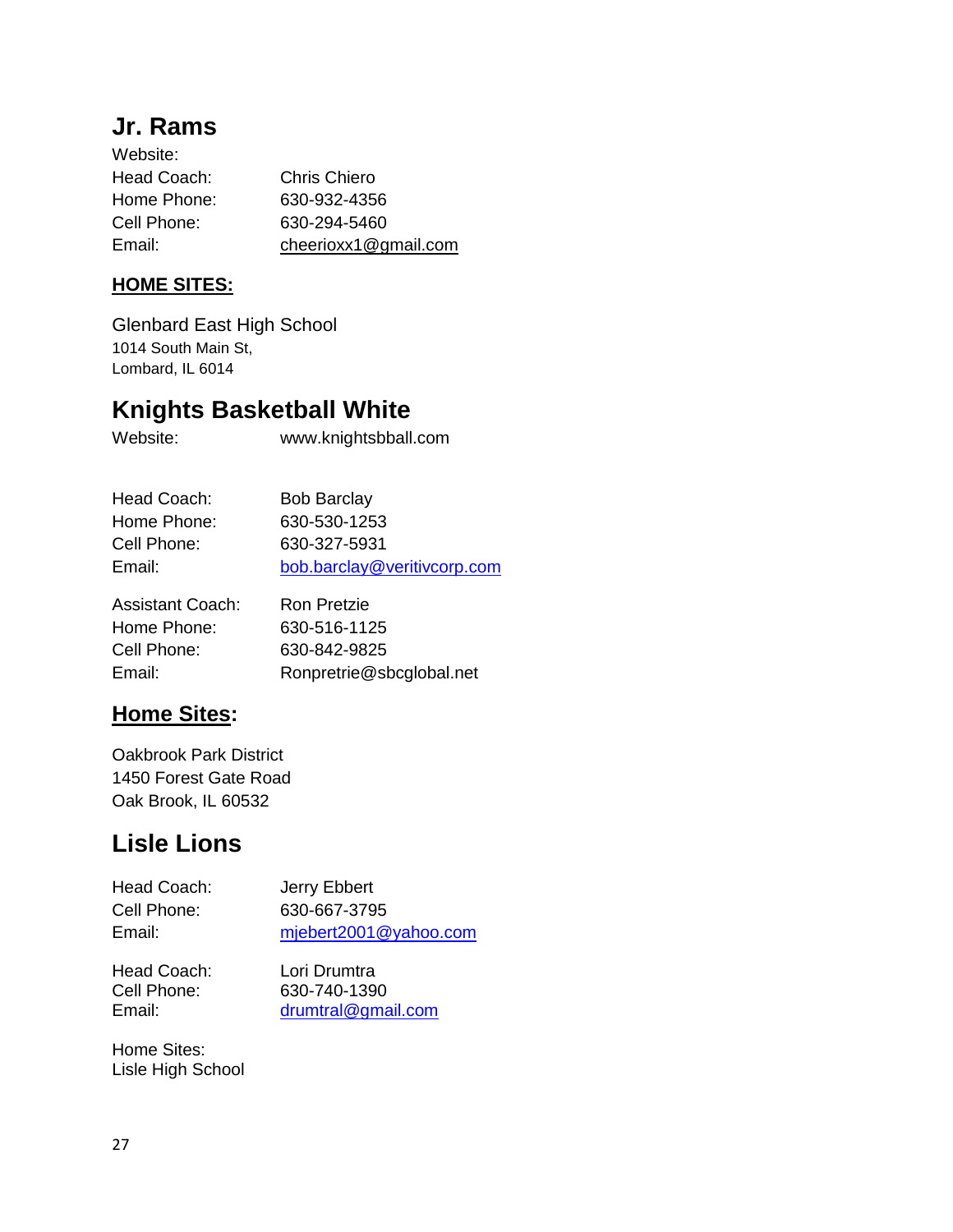## Jr. Rams

Website:
Head Coach: Chris Chiero
Home Phone: 630-932-4356
Cell Phone: 630-294-5460
Email: cheerioxx1@gmail.com

**HOME SITES:**

Glenbard East High School
1014 South Main St,
Lombard, IL 6014

## Knights Basketball White

Website: www.knightsbball.com

Head Coach: Bob Barclay
Home Phone: 630-530-1253
Cell Phone: 630-327-5931
Email: bob.barclay@veritivcorp.com

Assistant Coach: Ron Pretzie
Home Phone: 630-516-1125
Cell Phone: 630-842-9825
Email: Ronpretrie@sbcglobal.net

**Home Sites:**

Oakbrook Park District
1450 Forest Gate Road
Oak Brook, IL 60532

## Lisle Lions

Head Coach: Jerry Ebbert
Cell Phone: 630-667-3795
Email: mjebert2001@yahoo.com

Head Coach: Lori Drumtra
Cell Phone: 630-740-1390
Email: drumtral@gmail.com

Home Sites:
Lisle High School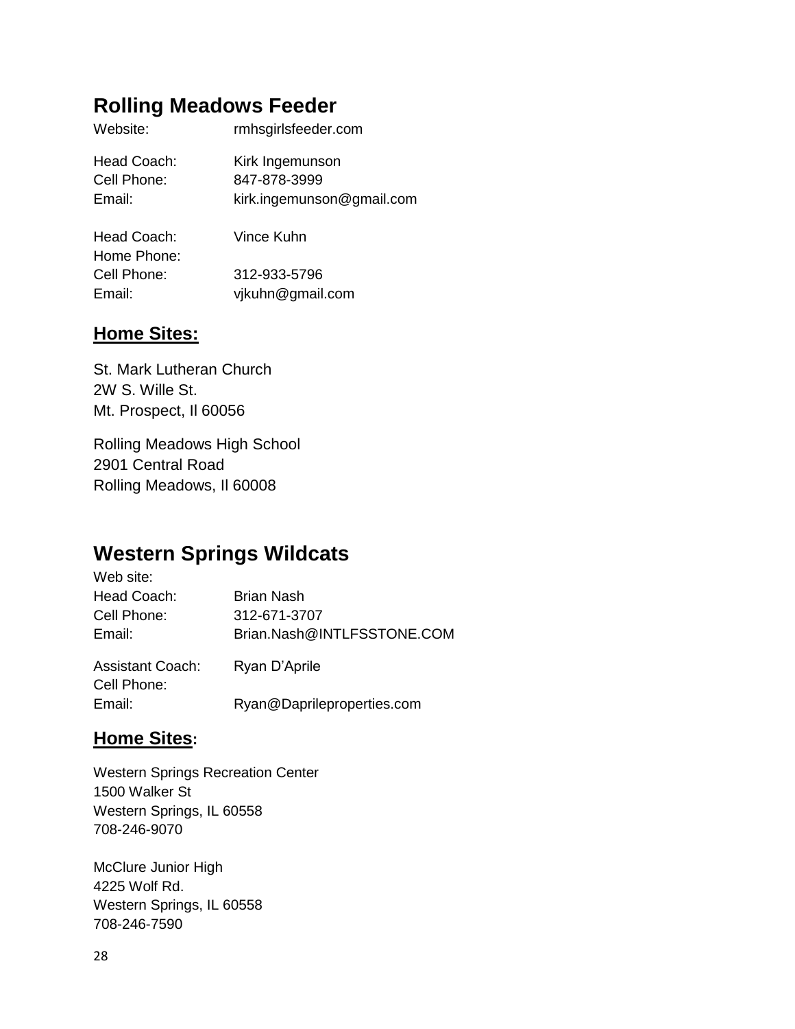## Rolling Meadows Feeder

Website: rmhsgirlsfeeder.com

Head Coach: Kirk Ingemunson
Cell Phone: 847-878-3999
Email: kirk.ingemunson@gmail.com

Head Coach: Vince Kuhn
Home Phone:
Cell Phone: 312-933-5796
Email: vjkuhn@gmail.com

### **Home Sites:**

St. Mark Lutheran Church
2W S. Wille St.
Mt. Prospect, Il 60056

Rolling Meadows High School
2901 Central Road
Rolling Meadows, Il 60008

## Western Springs Wildcats

Web site:
Head Coach: Brian Nash
Cell Phone: 312-671-3707
Email: Brian.Nash@INTLFSSTONE.COM

Assistant Coach: Ryan D'Aprile
Cell Phone:
Email: Ryan@Daprileproperties.com

### **Home Sites:**

Western Springs Recreation Center
1500 Walker St
Western Springs, IL 60558
708-246-9070

McClure Junior High
4225 Wolf Rd.
Western Springs, IL 60558
708-246-7590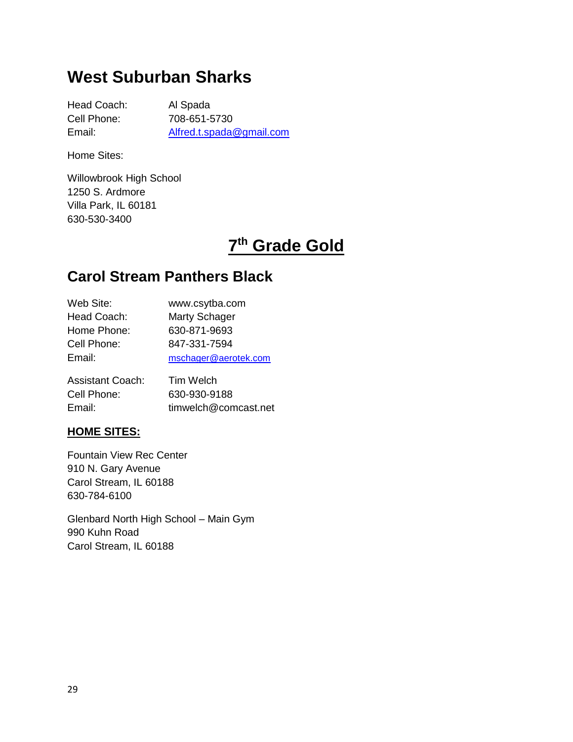## West Suburban Sharks

Head Coach: Al Spada
Cell Phone: 708-651-5730
Email: Alfred.t.spada@gmail.com

Home Sites:

Willowbrook High School
1250 S. Ardmore
Villa Park, IL 60181
630-530-3400

# 7th Grade Gold

## Carol Stream Panthers Black

Web Site: www.csytba.com
Head Coach: Marty Schager
Home Phone: 630-871-9693
Cell Phone: 847-331-7594
Email: mschager@aerotek.com

Assistant Coach: Tim Welch
Cell Phone: 630-930-9188
Email: timwelch@comcast.net

**HOME SITES:**

Fountain View Rec Center
910 N. Gary Avenue
Carol Stream, IL 60188
630-784-6100

Glenbard North High School – Main Gym
990 Kuhn Road
Carol Stream, IL 60188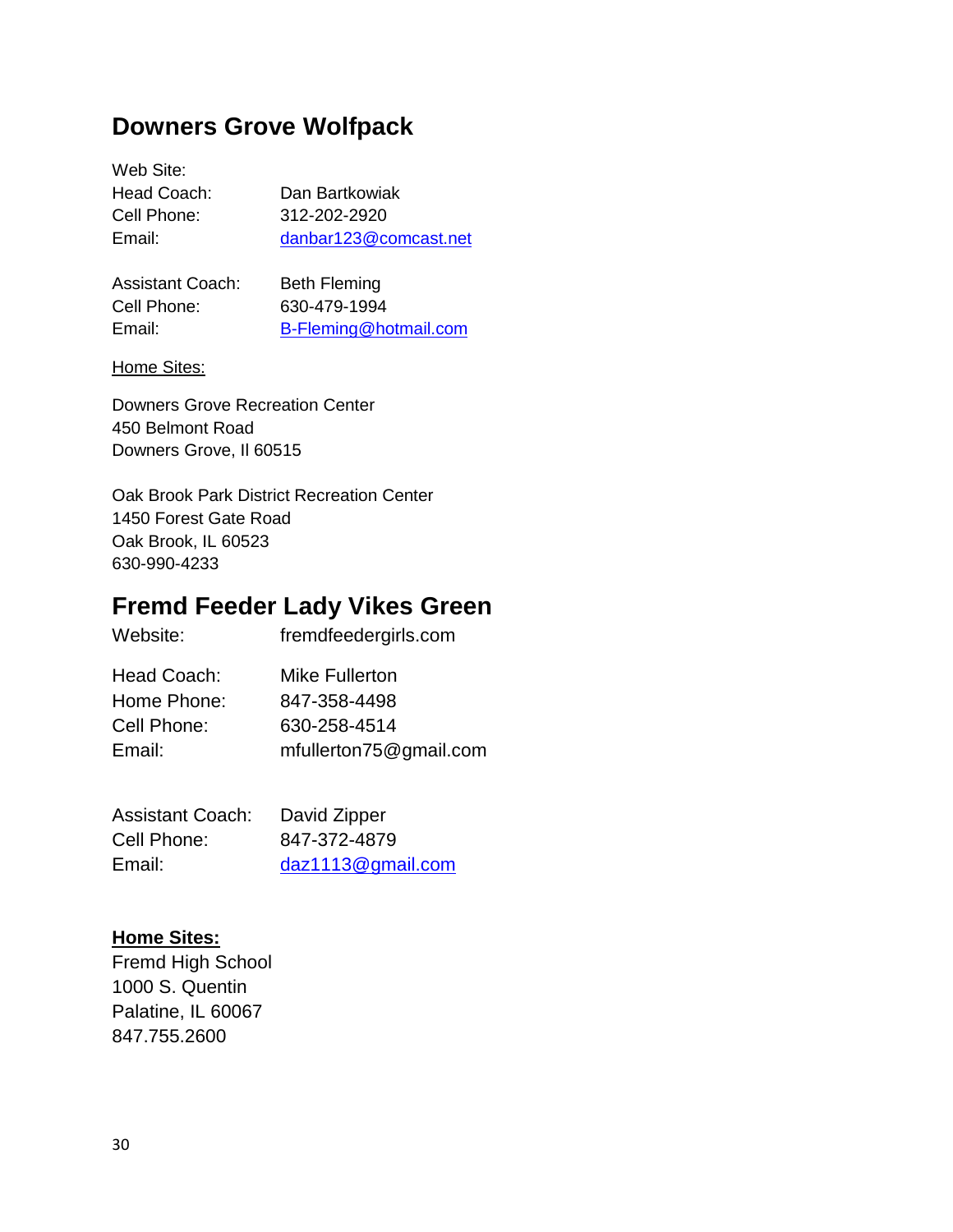## Downers Grove Wolfpack

Web Site:
Head Coach: Dan Bartkowiak
Cell Phone: 312-202-2920
Email: danbar123@comcast.net

Assistant Coach: Beth Fleming
Cell Phone: 630-479-1994
Email: B-Fleming@hotmail.com

Home Sites:

Downers Grove Recreation Center
450 Belmont Road
Downers Grove, Il 60515

Oak Brook Park District Recreation Center
1450 Forest Gate Road
Oak Brook, IL 60523
630-990-4233

## Fremd Feeder Lady Vikes Green

Website: fremdfeedergirls.com

Head Coach: Mike Fullerton
Home Phone: 847-358-4498
Cell Phone: 630-258-4514
Email: mfullerton75@gmail.com

Assistant Coach: David Zipper
Cell Phone: 847-372-4879
Email: daz1113@gmail.com

**Home Sites:**
Fremd High School
1000 S. Quentin
Palatine, IL 60067
847.755.2600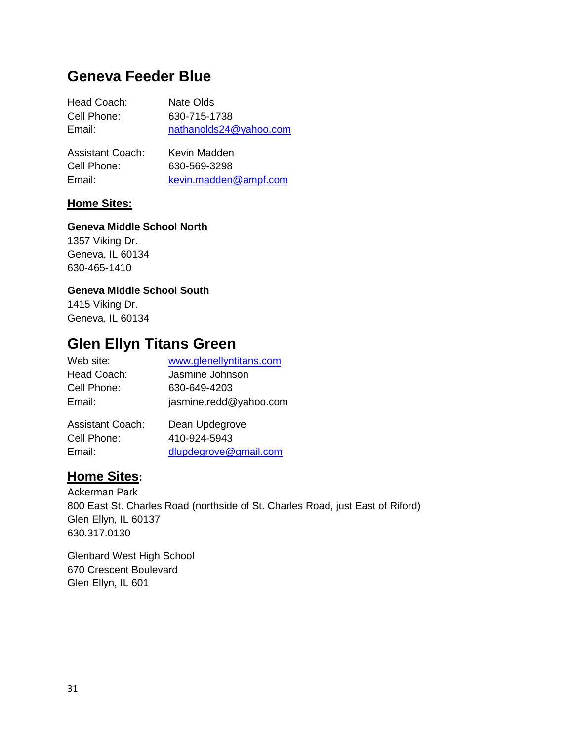## Geneva Feeder Blue

Head Coach: Nate Olds
Cell Phone: 630-715-1738
Email: nathanolds24@yahoo.com

Assistant Coach: Kevin Madden
Cell Phone: 630-569-3298
Email: kevin.madden@ampf.com

**Home Sites:**

**Geneva Middle School North**
1357 Viking Dr.
Geneva, IL 60134
630-465-1410

**Geneva Middle School South**
1415 Viking Dr.
Geneva, IL 60134

## Glen Ellyn Titans Green

Web site: www.glenellyntitans.com
Head Coach: Jasmine Johnson
Cell Phone: 630-649-4203
Email: jasmine.redd@yahoo.com

Assistant Coach: Dean Updegrove
Cell Phone: 410-924-5943
Email: dlupdegrove@gmail.com

**Home Sites:**

Ackerman Park
800 East St. Charles Road (northside of St. Charles Road, just East of Riford)
Glen Ellyn, IL 60137
630.317.0130

Glenbard West High School
670 Crescent Boulevard
Glen Ellyn, IL 601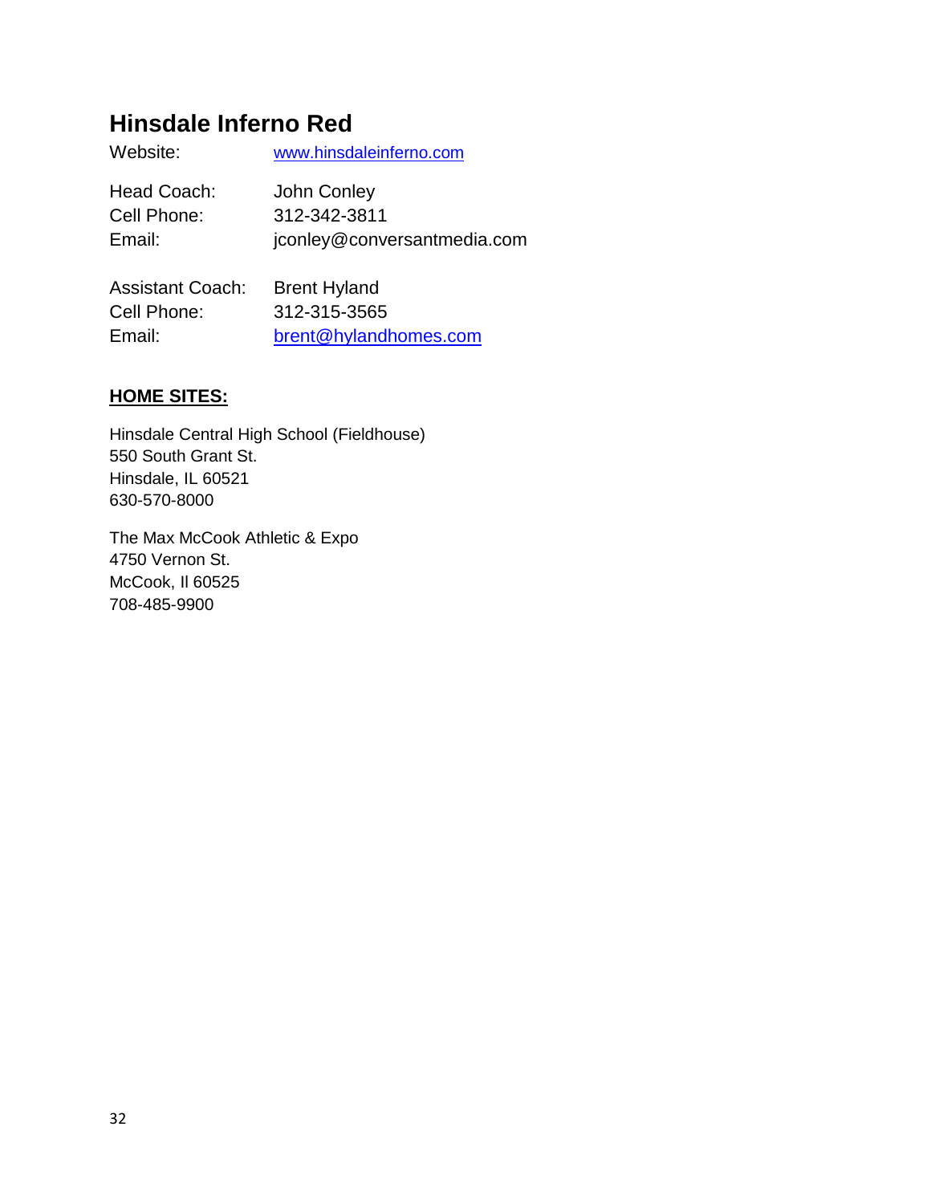## Hinsdale Inferno Red

Website: www.hinsdaleinferno.com

Head Coach: John Conley
Cell Phone: 312-342-3811
Email: jconley@conversantmedia.com

Assistant Coach: Brent Hyland
Cell Phone: 312-315-3565
Email: brent@hylandhomes.com

**HOME SITES:**

Hinsdale Central High School (Fieldhouse)
550 South Grant St.
Hinsdale, IL 60521
630-570-8000

The Max McCook Athletic & Expo
4750 Vernon St.
McCook, Il 60525
708-485-9900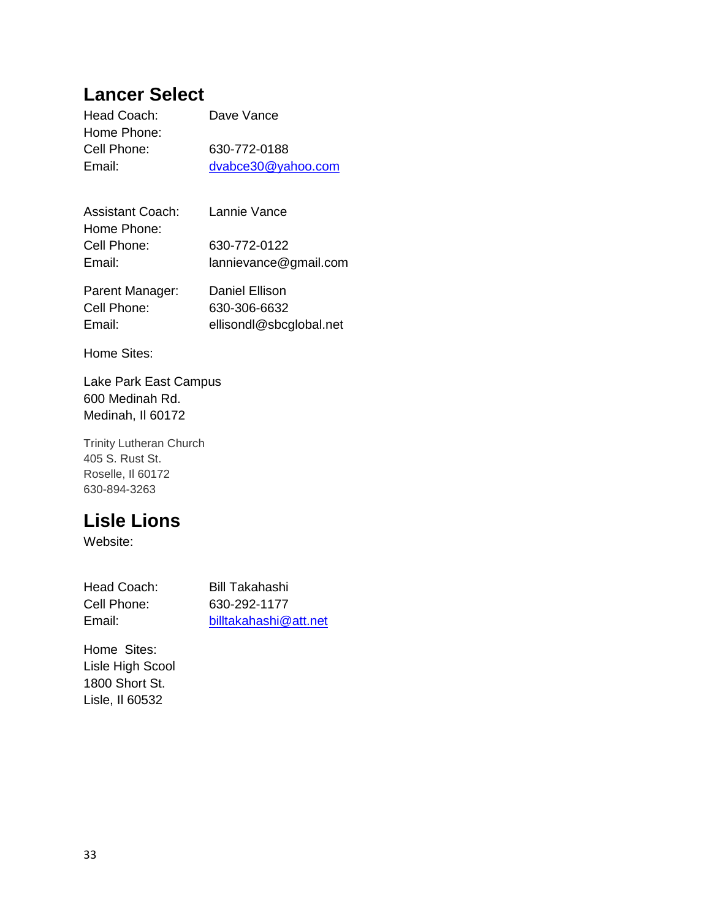## Lancer Select

Head Coach: Dave Vance
Home Phone:
Cell Phone: 630-772-0188
Email: dvabce30@yahoo.com

Assistant Coach: Lannie Vance
Home Phone:
Cell Phone: 630-772-0122
Email: lannievance@gmail.com

Parent Manager: Daniel Ellison
Cell Phone: 630-306-6632
Email: ellisondl@sbcglobal.net

Home Sites:

Lake Park East Campus
600 Medinah Rd.
Medinah, Il 60172

Trinity Lutheran Church
405 S. Rust St.
Roselle, Il 60172
630-894-3263

## Lisle Lions

Website:

Head Coach: Bill Takahashi
Cell Phone: 630-292-1177
Email: billtakahashi@att.net

Home Sites:
Lisle High Scool
1800 Short St.
Lisle, Il 60532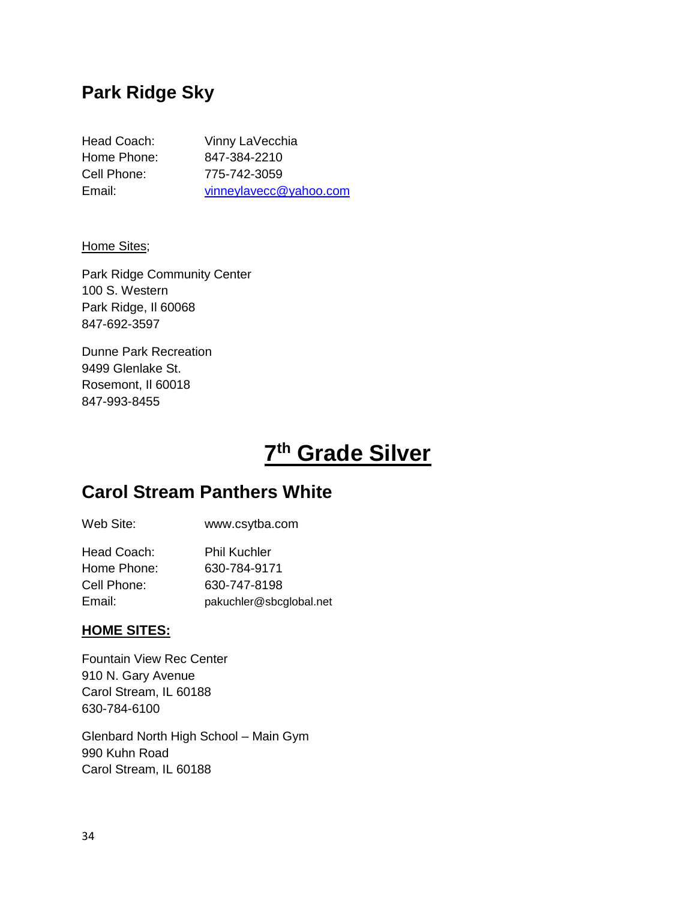## Park Ridge Sky

| | |
|---|---|
| Head Coach: | Vinny LaVecchia |
| Home Phone: | 847-384-2210 |
| Cell Phone: | 775-742-3059 |
| Email: | vinneylavecc@yahoo.com |

Home Sites;

Park Ridge Community Center
100 S. Western
Park Ridge, Il 60068
847-692-3597

Dunne Park Recreation
9499 Glenlake St.
Rosemont, Il 60018
847-993-8455

# 7th Grade Silver

## Carol Stream Panthers White

| | |
|---|---|
| Web Site: | www.csytba.com |
| Head Coach: | Phil Kuchler |
| Home Phone: | 630-784-9171 |
| Cell Phone: | 630-747-8198 |
| Email: | pakuchler@sbcglobal.net |

**HOME SITES:**

Fountain View Rec Center
910 N. Gary Avenue
Carol Stream, IL 60188
630-784-6100

Glenbard North High School – Main Gym
990 Kuhn Road
Carol Stream, IL 60188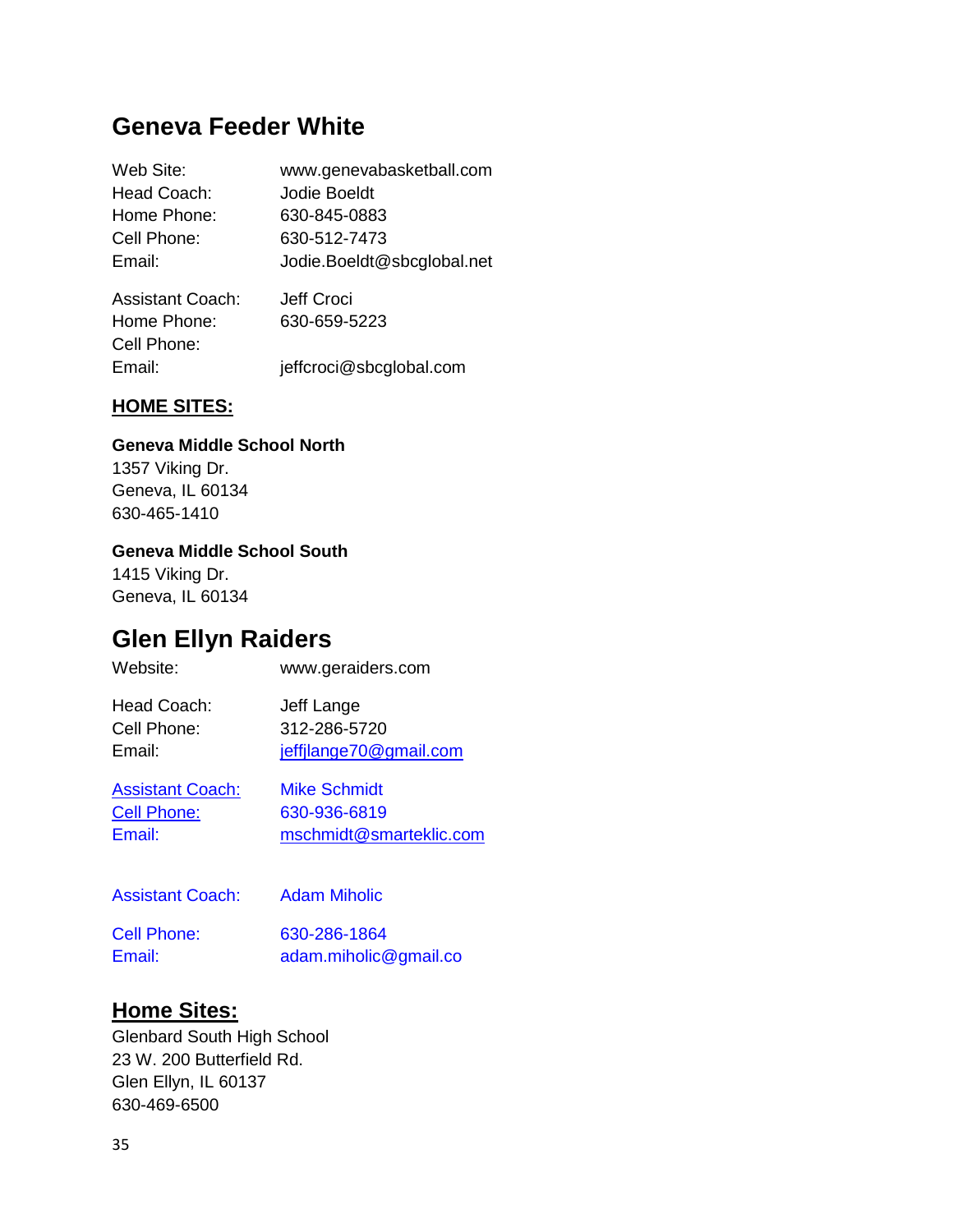## Geneva Feeder White

| | |
|---|---|
| Web Site: | www.genevabasketball.com |
| Head Coach: | Jodie Boeldt |
| Home Phone: | 630-845-0883 |
| Cell Phone: | 630-512-7473 |
| Email: | Jodie.Boeldt@sbcglobal.net |

| | |
|---|---|
| Assistant Coach: | Jeff Croci |
| Home Phone: | 630-659-5223 |
| Cell Phone: | |
| Email: | jeffcroci@sbcglobal.com |

**HOME SITES:**

**Geneva Middle School North**
1357 Viking Dr.
Geneva, IL 60134
630-465-1410

**Geneva Middle School South**
1415 Viking Dr.
Geneva, IL 60134

## Glen Ellyn Raiders

| | |
|---|---|
| Website: | www.geraiders.com |

| | |
|---|---|
| Head Coach: | Jeff Lange |
| Cell Phone: | 312-286-5720 |
| Email: | jeffjlange70@gmail.com |

| | |
|---|---|
| Assistant Coach: | Mike Schmidt |
| Cell Phone: | 630-936-6819 |
| Email: | mschmidt@smarteklic.com |

| | |
|---|---|
| Assistant Coach: | Adam Miholic |
| Cell Phone: | 630-286-1864 |
| Email: | adam.miholic@gmail.co |

### Home Sites:

Glenbard South High School
23 W. 200 Butterfield Rd.
Glen Ellyn, IL 60137
630-469-6500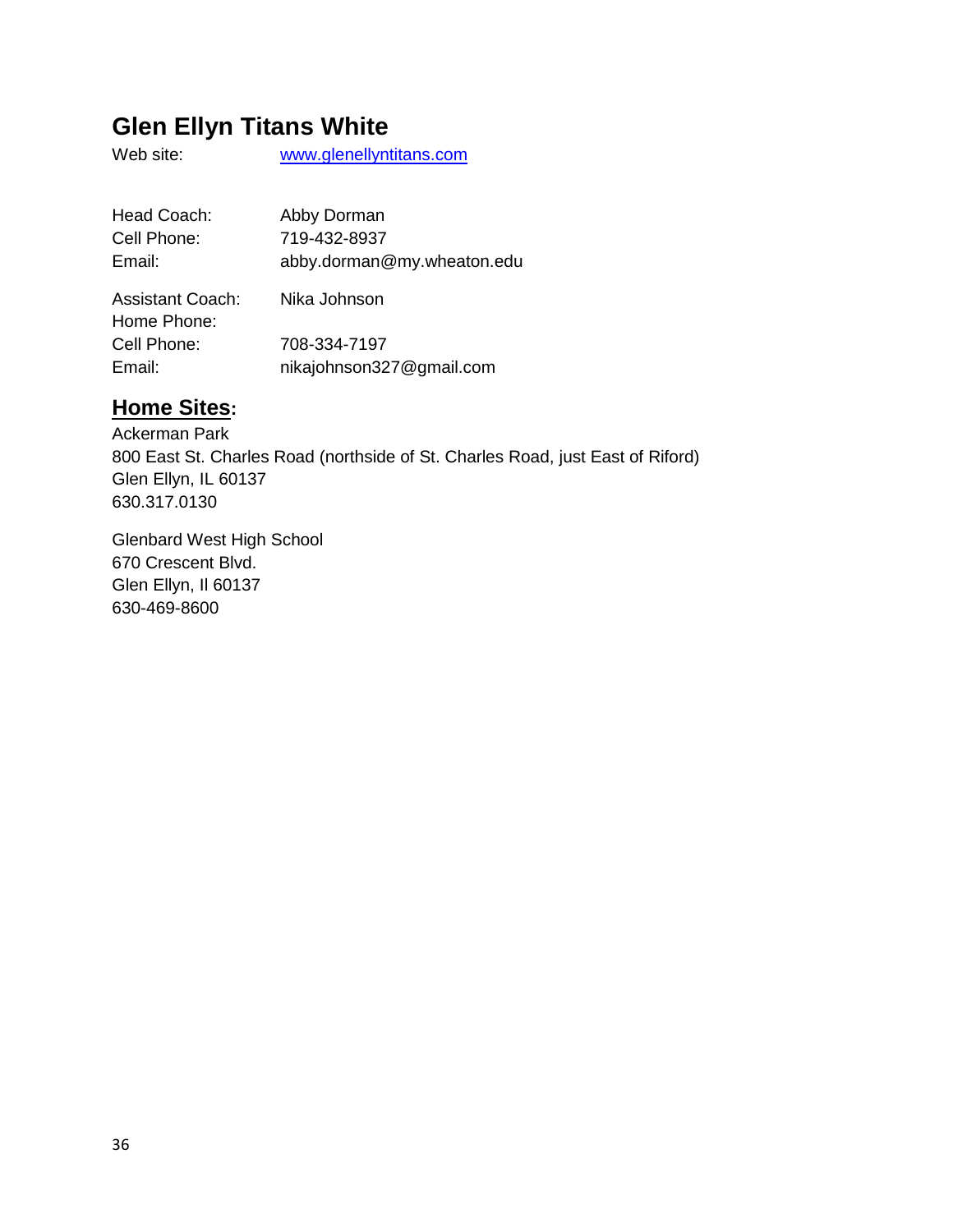# Glen Ellyn Titans White

Web site: www.glenellyntitans.com

Head Coach: Abby Dorman
Cell Phone: 719-432-8937
Email: abby.dorman@my.wheaton.edu

Assistant Coach: Nika Johnson
Home Phone:
Cell Phone: 708-334-7197
Email: nikajohnson327@gmail.com

## **Home Sites:**

Ackerman Park
800 East St. Charles Road (northside of St. Charles Road, just East of Riford)
Glen Ellyn, IL 60137
630.317.0130

Glenbard West High School
670 Crescent Blvd.
Glen Ellyn, Il 60137
630-469-8600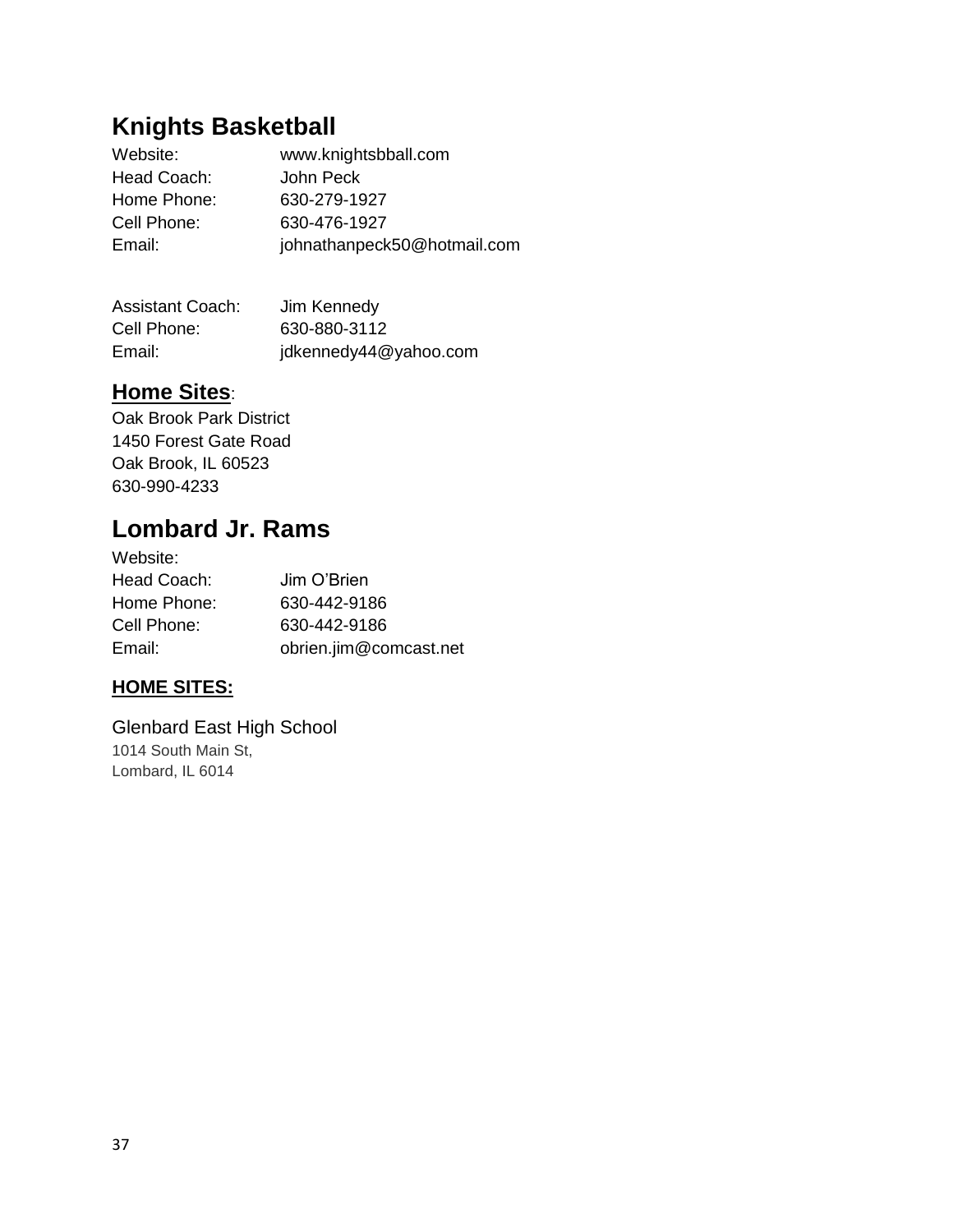## Knights Basketball

Website: www.knightsbball.com
Head Coach: John Peck
Home Phone: 630-279-1927
Cell Phone: 630-476-1927
Email: johnathanpeck50@hotmail.com

Assistant Coach: Jim Kennedy
Cell Phone: 630-880-3112
Email: jdkennedy44@yahoo.com

### **Home Sites**:

Oak Brook Park District
1450 Forest Gate Road
Oak Brook, IL 60523
630-990-4233

## Lombard Jr. Rams

Website:
Head Coach: Jim O'Brien
Home Phone: 630-442-9186
Cell Phone: 630-442-9186
Email: obrien.jim@comcast.net

**HOME SITES:**

Glenbard East High School
1014 South Main St,
Lombard, IL 6014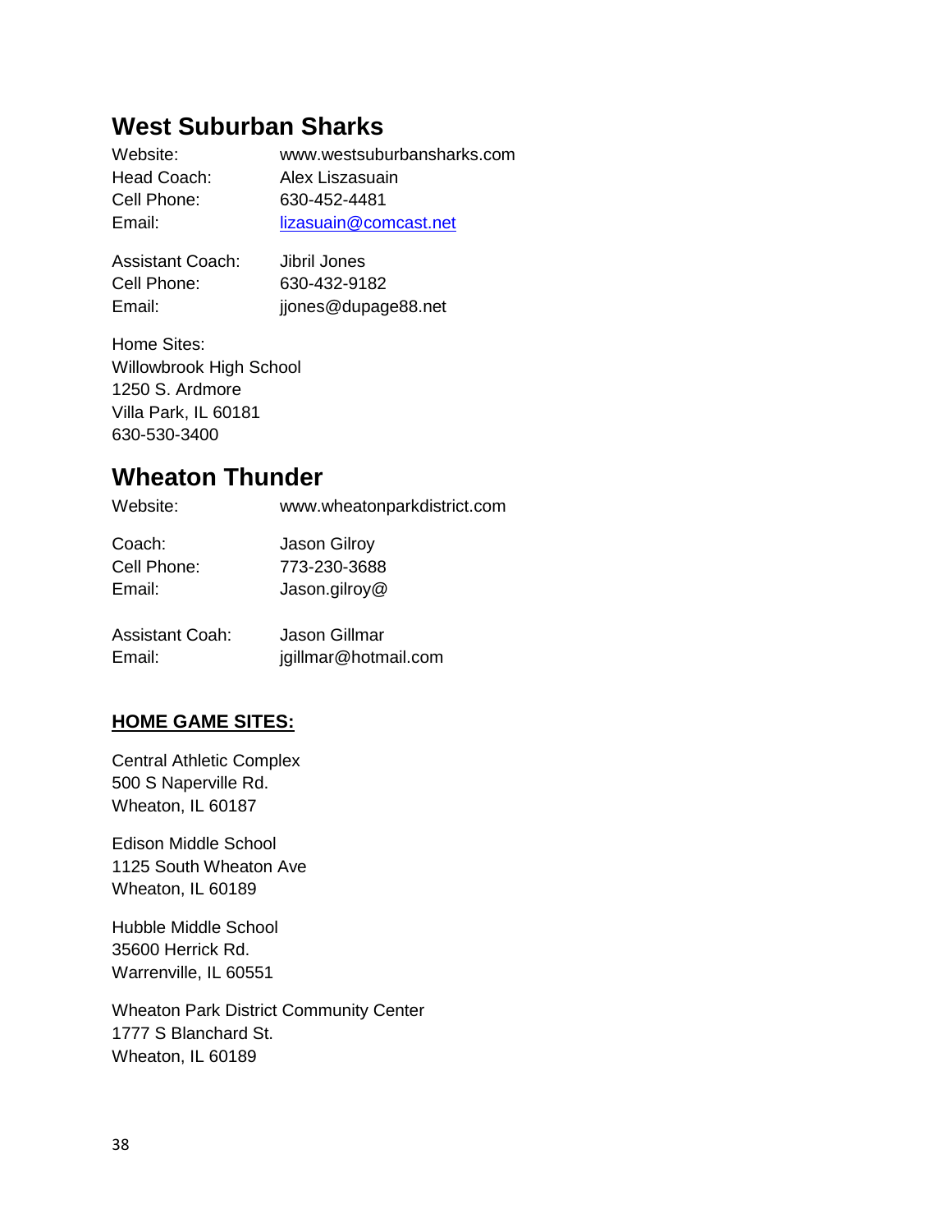## West Suburban Sharks

Website: www.westsuburbansharks.com
Head Coach: Alex Liszasuain
Cell Phone: 630-452-4481
Email: lizasuain@comcast.net

Assistant Coach: Jibril Jones
Cell Phone: 630-432-9182
Email: jjones@dupage88.net

Home Sites:
Willowbrook High School
1250 S. Ardmore
Villa Park, IL 60181
630-530-3400

## Wheaton Thunder

Website: www.wheatonparkdistrict.com

Coach: Jason Gilroy
Cell Phone: 773-230-3688
Email: Jason.gilroy@

Assistant Coah: Jason Gillmar
Email: jgillmar@hotmail.com

**HOME GAME SITES:**

Central Athletic Complex
500 S Naperville Rd.
Wheaton, IL 60187

Edison Middle School
1125 South Wheaton Ave
Wheaton, IL 60189

Hubble Middle School
35600 Herrick Rd.
Warrenville, IL 60551

Wheaton Park District Community Center
1777 S Blanchard St.
Wheaton, IL 60189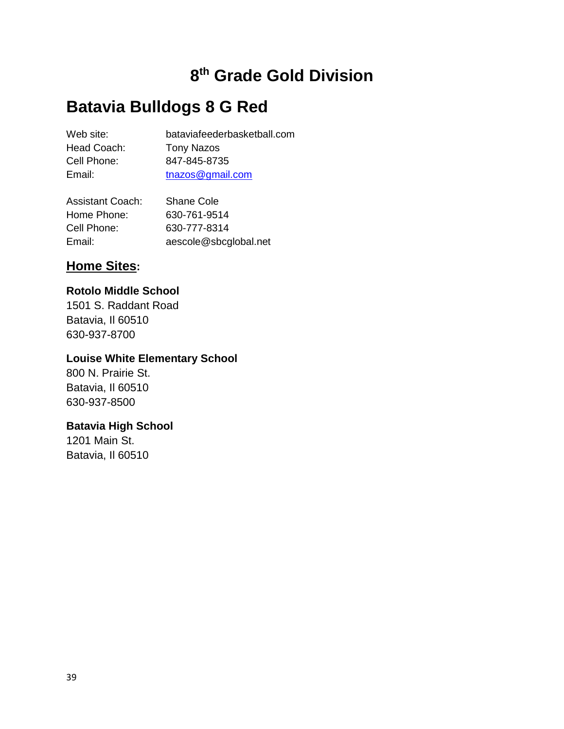# 8th Grade Gold Division

## Batavia Bulldogs 8 G Red

| | |
|---|---|
| Web site: | bataviafeederbasketball.com |
| Head Coach: | Tony Nazos |
| Cell Phone: | 847-845-8735 |
| Email: | tnazos@gmail.com |

| | |
|---|---|
| Assistant Coach: | Shane Cole |
| Home Phone: | 630-761-9514 |
| Cell Phone: | 630-777-8314 |
| Email: | aescole@sbcglobal.net |

### Home Sites:

**Rotolo Middle School**
1501 S. Raddant Road
Batavia, Il 60510
630-937-8700

**Louise White Elementary School**
800 N. Prairie St.
Batavia, Il 60510
630-937-8500

**Batavia High School**
1201 Main St.
Batavia, Il 60510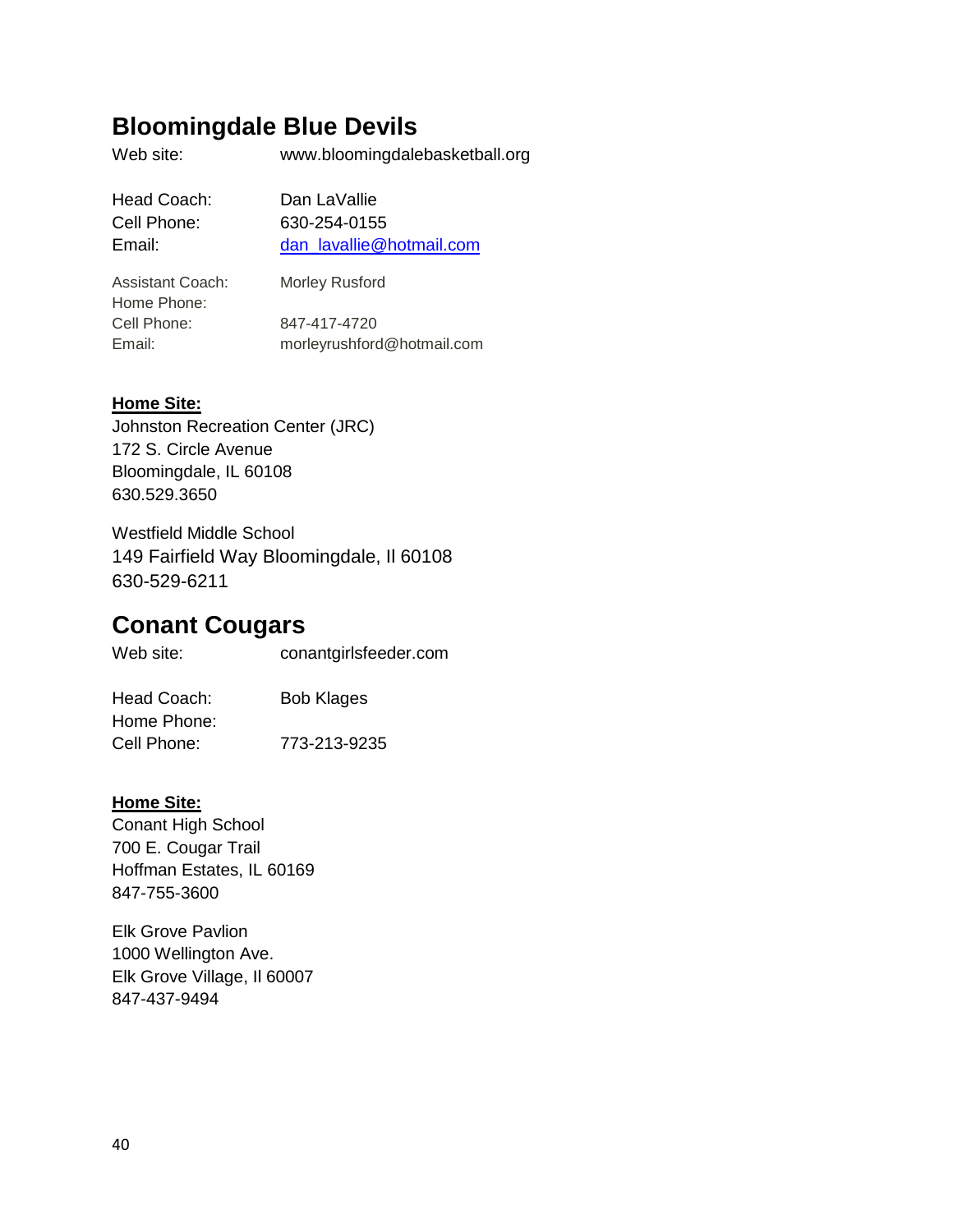## Bloomingdale Blue Devils

Web site: www.bloomingdalebasketball.org

Head Coach: Dan LaVallie
Cell Phone: 630-254-0155
Email: dan_lavallie@hotmail.com

Assistant Coach: Morley Rusford
Home Phone:
Cell Phone: 847-417-4720
Email: morleyrushford@hotmail.com

**Home Site:**

Johnston Recreation Center (JRC)
172 S. Circle Avenue
Bloomingdale, IL 60108
630.529.3650

Westfield Middle School
149 Fairfield Way Bloomingdale, Il 60108
630-529-6211

## Conant Cougars

Web site: conantgirlsfeeder.com

Head Coach: Bob Klages
Home Phone:
Cell Phone: 773-213-9235

**Home Site:**

Conant High School
700 E. Cougar Trail
Hoffman Estates, IL 60169
847-755-3600

Elk Grove Pavlion
1000 Wellington Ave.
Elk Grove Village, Il 60007
847-437-9494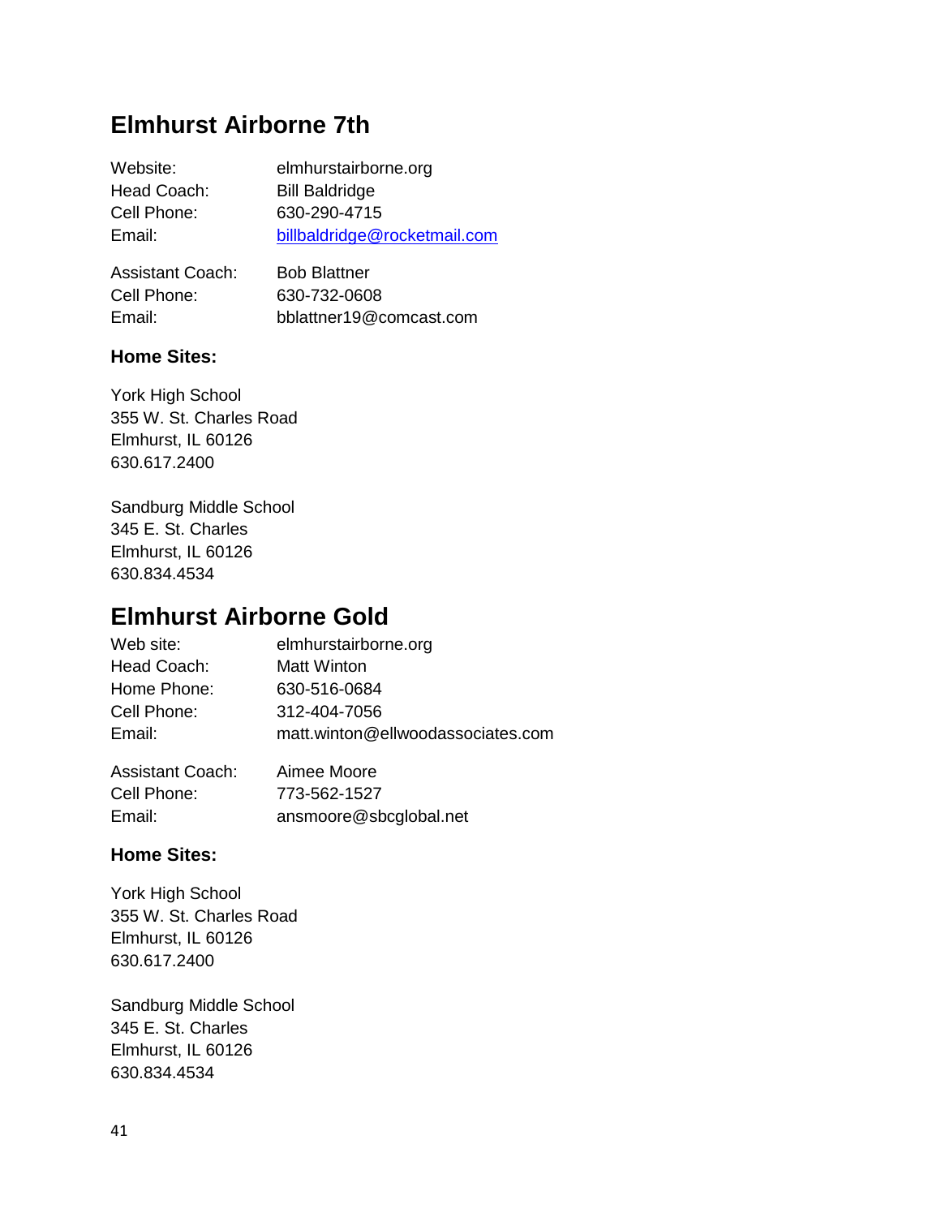## Elmhurst Airborne 7th

Website: elmhurstairborne.org
Head Coach: Bill Baldridge
Cell Phone: 630-290-4715
Email: billbaldridge@rocketmail.com

Assistant Coach: Bob Blattner
Cell Phone: 630-732-0608
Email: bblattner19@comcast.com

### Home Sites:

York High School
355 W. St. Charles Road
Elmhurst, IL 60126
630.617.2400

Sandburg Middle School
345 E. St. Charles
Elmhurst, IL 60126
630.834.4534

## Elmhurst Airborne Gold

Web site: elmhurstairborne.org
Head Coach: Matt Winton
Home Phone: 630-516-0684
Cell Phone: 312-404-7056
Email: matt.winton@ellwoodassociates.com

Assistant Coach: Aimee Moore
Cell Phone: 773-562-1527
Email: ansmoore@sbcglobal.net

### Home Sites:

York High School
355 W. St. Charles Road
Elmhurst, IL 60126
630.617.2400

Sandburg Middle School
345 E. St. Charles
Elmhurst, IL 60126
630.834.4534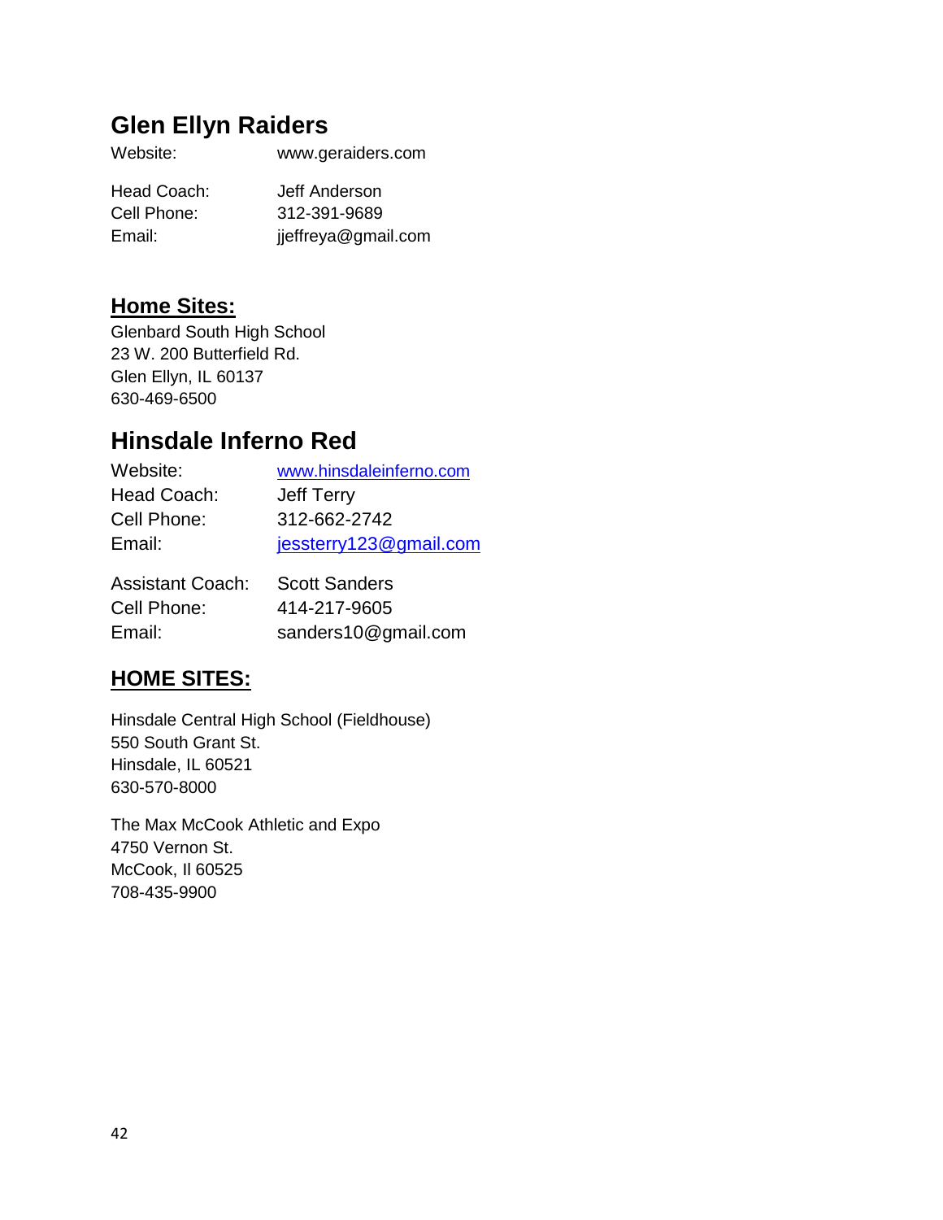## Glen Ellyn Raiders

| | |
|---|---|
| Website: | www.geraiders.com |
| Head Coach: | Jeff Anderson |
| Cell Phone: | 312-391-9689 |
| Email: | jjeffreya@gmail.com |

### Home Sites:

Glenbard South High School
23 W. 200 Butterfield Rd.
Glen Ellyn, IL 60137
630-469-6500

## Hinsdale Inferno Red

| | |
|---|---|
| Website: | www.hinsdaleinferno.com |
| Head Coach: | Jeff Terry |
| Cell Phone: | 312-662-2742 |
| Email: | jessterry123@gmail.com |
| Assistant Coach: | Scott Sanders |
| Cell Phone: | 414-217-9605 |
| Email: | sanders10@gmail.com |

### HOME SITES:

Hinsdale Central High School (Fieldhouse)
550 South Grant St.
Hinsdale, IL 60521
630-570-8000

The Max McCook Athletic and Expo
4750 Vernon St.
McCook, Il 60525
708-435-9900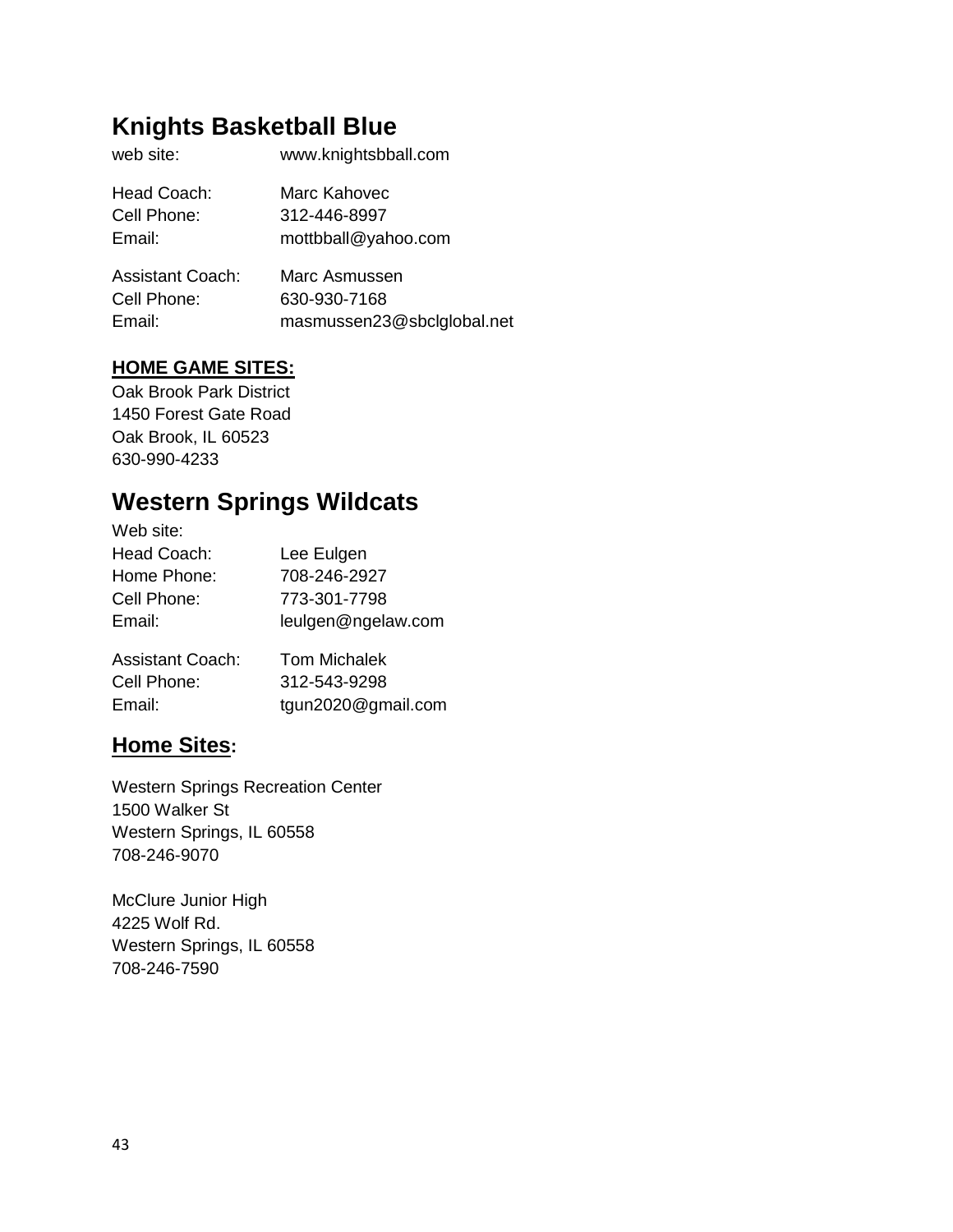## Knights Basketball Blue

web site: www.knightsbball.com

Head Coach: Marc Kahovec
Cell Phone: 312-446-8997
Email: mottbball@yahoo.com

Assistant Coach: Marc Asmussen
Cell Phone: 630-930-7168
Email: masmussen23@sbclglobal.net

**HOME GAME SITES:**

Oak Brook Park District
1450 Forest Gate Road
Oak Brook, IL 60523
630-990-4233

## Western Springs Wildcats

Web site:
Head Coach: Lee Eulgen
Home Phone: 708-246-2927
Cell Phone: 773-301-7798
Email: leulgen@ngelaw.com

Assistant Coach: Tom Michalek
Cell Phone: 312-543-9298
Email: tgun2020@gmail.com

### Home Sites:

Western Springs Recreation Center
1500 Walker St
Western Springs, IL 60558
708-246-9070

McClure Junior High
4225 Wolf Rd.
Western Springs, IL 60558
708-246-7590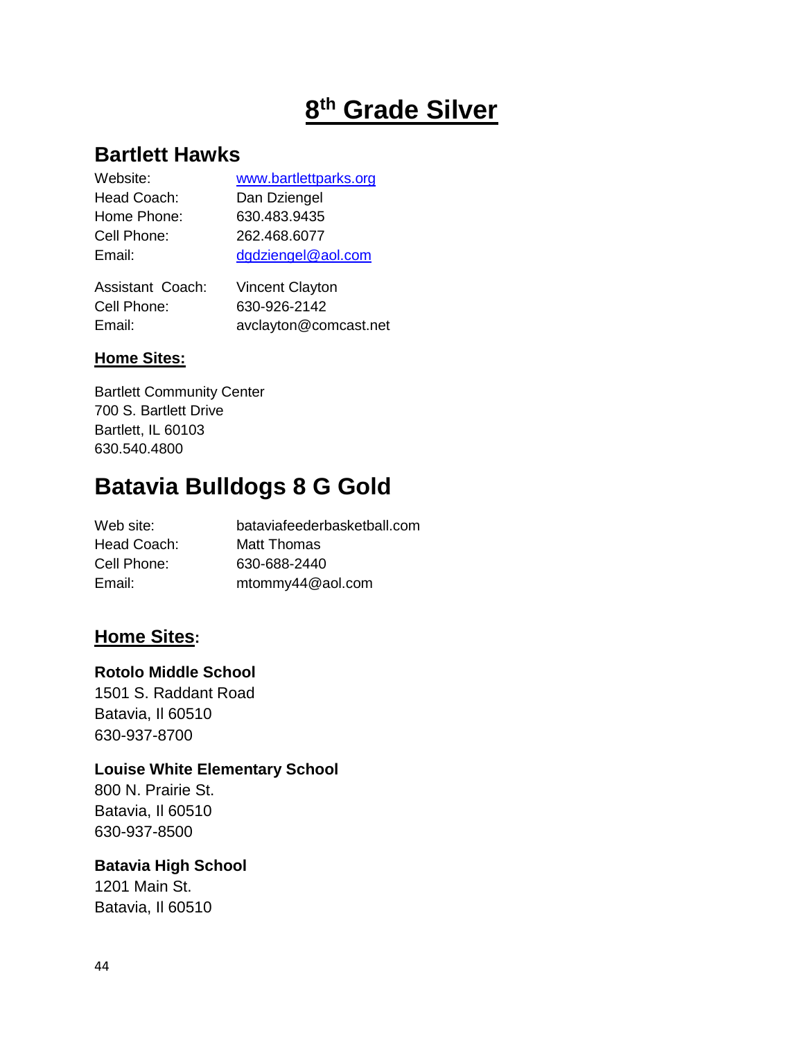# 8th Grade Silver

## Bartlett Hawks

| | |
|---|---|
| Website: | www.bartlettparks.org |
| Head Coach: | Dan Dziengel |
| Home Phone: | 630.483.9435 |
| Cell Phone: | 262.468.6077 |
| Email: | dgdziengel@aol.com |

| | |
|---|---|
| Assistant Coach: | Vincent Clayton |
| Cell Phone: | 630-926-2142 |
| Email: | avclayton@comcast.net |

**Home Sites:**

Bartlett Community Center
700 S. Bartlett Drive
Bartlett, IL 60103
630.540.4800

## Batavia Bulldogs 8 G Gold

| | |
|---|---|
| Web site: | bataviafeederbasketball.com |
| Head Coach: | Matt Thomas |
| Cell Phone: | 630-688-2440 |
| Email: | mtommy44@aol.com |

**Home Sites:**

**Rotolo Middle School**
1501 S. Raddant Road
Batavia, Il 60510
630-937-8700

**Louise White Elementary School**
800 N. Prairie St.
Batavia, Il 60510
630-937-8500

**Batavia High School**
1201 Main St.
Batavia, Il 60510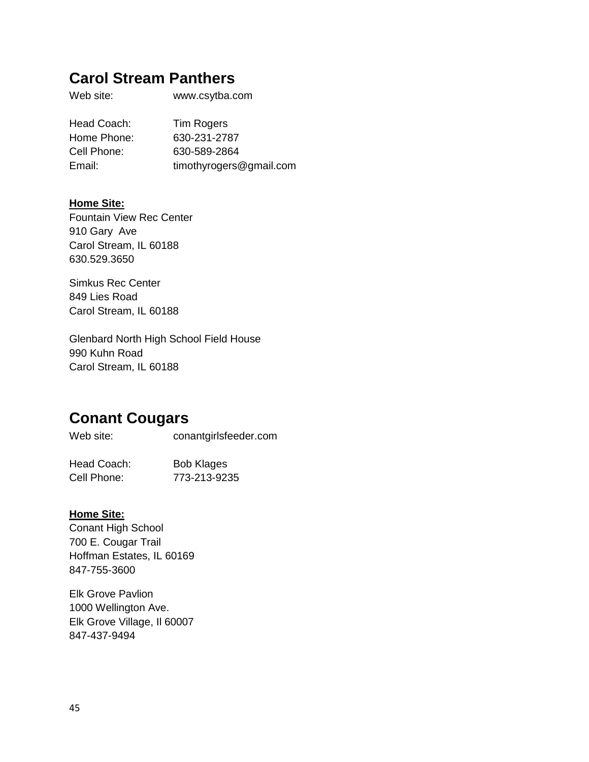## Carol Stream Panthers

Web site: www.csytba.com

Head Coach: Tim Rogers
Home Phone: 630-231-2787
Cell Phone: 630-589-2864
Email: timothyrogers@gmail.com

**Home Site:**

Fountain View Rec Center
910 Gary Ave
Carol Stream, IL 60188
630.529.3650

Simkus Rec Center
849 Lies Road
Carol Stream, IL 60188

Glenbard North High School Field House
990 Kuhn Road
Carol Stream, IL 60188

## Conant Cougars

Web site: conantgirlsfeeder.com

Head Coach: Bob Klages
Cell Phone: 773-213-9235

**Home Site:**

Conant High School
700 E. Cougar Trail
Hoffman Estates, IL 60169
847-755-3600

Elk Grove Pavlion
1000 Wellington Ave.
Elk Grove Village, Il 60007
847-437-9494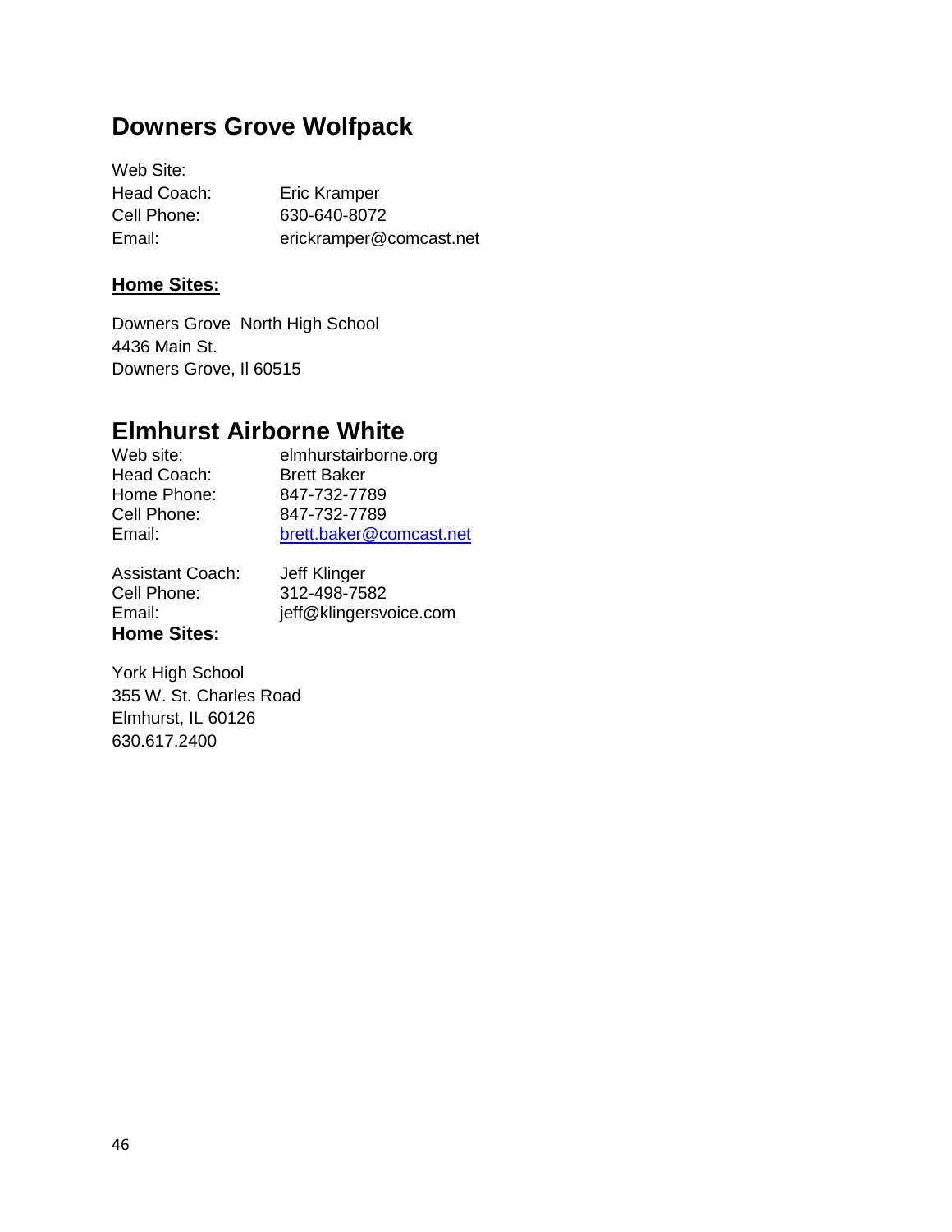## Downers Grove Wolfpack

Web Site:
Head Coach: Eric Kramper
Cell Phone: 630-640-8072
Email: erickramper@comcast.net

**Home Sites:**

Downers Grove North High School
4436 Main St.
Downers Grove, Il 60515

## Elmhurst Airborne White

Web site: elmhurstairborne.org
Head Coach: Brett Baker
Home Phone: 847-732-7789
Cell Phone: 847-732-7789
Email: brett.baker@comcast.net

Assistant Coach: Jeff Klinger
Cell Phone: 312-498-7582
Email: jeff@klingersvoice.com

**Home Sites:**

York High School
355 W. St. Charles Road
Elmhurst, IL 60126
630.617.2400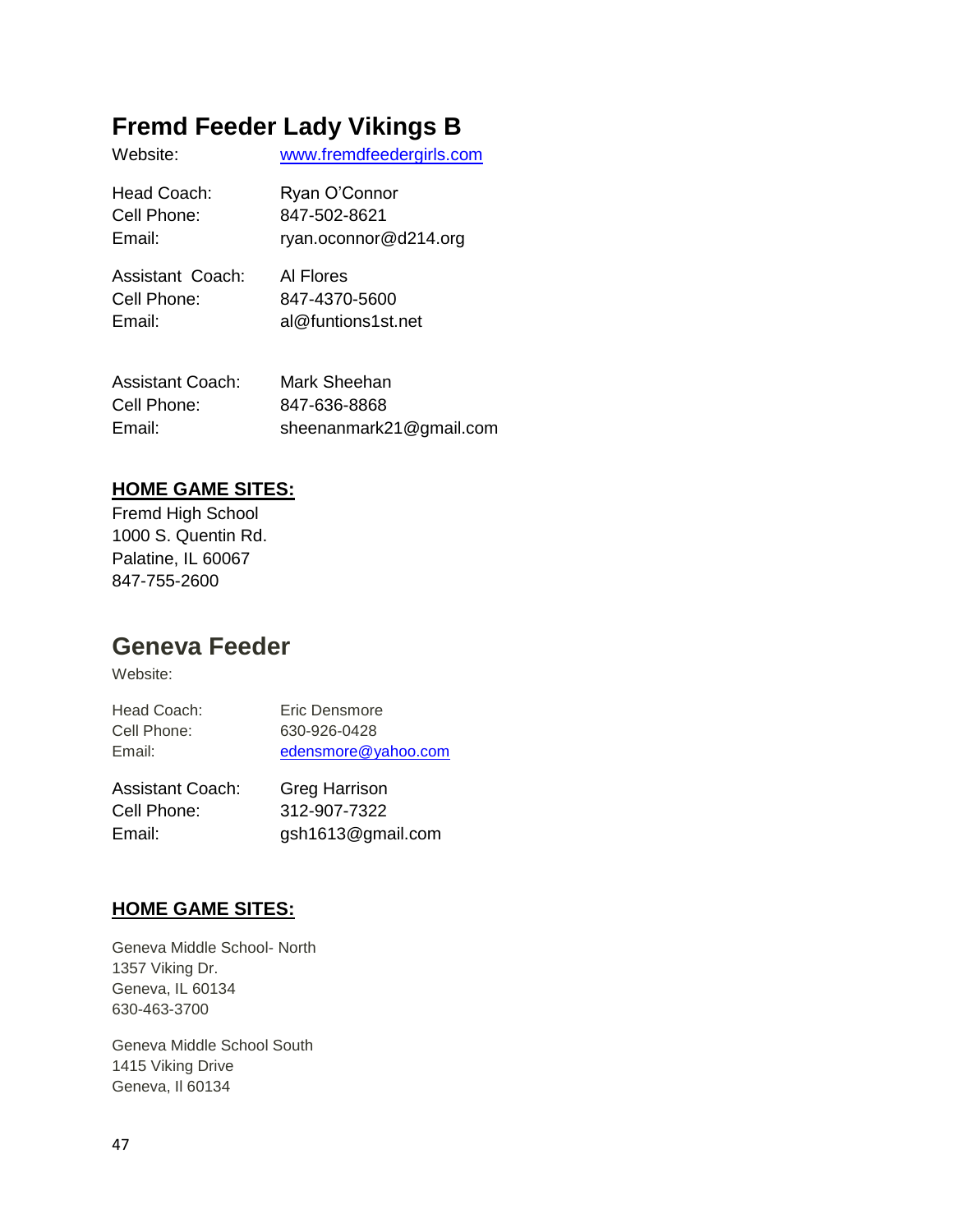## Fremd Feeder Lady Vikings B

| | |
|---|---|
| Website: | www.fremdfeedergirls.com |
| Head Coach: | Ryan O'Connor |
| Cell Phone: | 847-502-8621 |
| Email: | ryan.oconnor@d214.org |
| Assistant Coach: | Al Flores |
| Cell Phone: | 847-4370-5600 |
| Email: | al@funtions1st.net |
| Assistant Coach: | Mark Sheehan |
| Cell Phone: | 847-636-8868 |
| Email: | sheenanmark21@gmail.com |

**HOME GAME SITES:**

Fremd High School
1000 S. Quentin Rd.
Palatine, IL 60067
847-755-2600

## Geneva Feeder

| | |
|---|---|
| Website: | |
| Head Coach: | Eric Densmore |
| Cell Phone: | 630-926-0428 |
| Email: | edensmore@yahoo.com |
| Assistant Coach: | Greg Harrison |
| Cell Phone: | 312-907-7322 |
| Email: | gsh1613@gmail.com |

**HOME GAME SITES:**

Geneva Middle School- North
1357 Viking Dr.
Geneva, IL 60134
630-463-3700

Geneva Middle School South
1415 Viking Drive
Geneva, Il 60134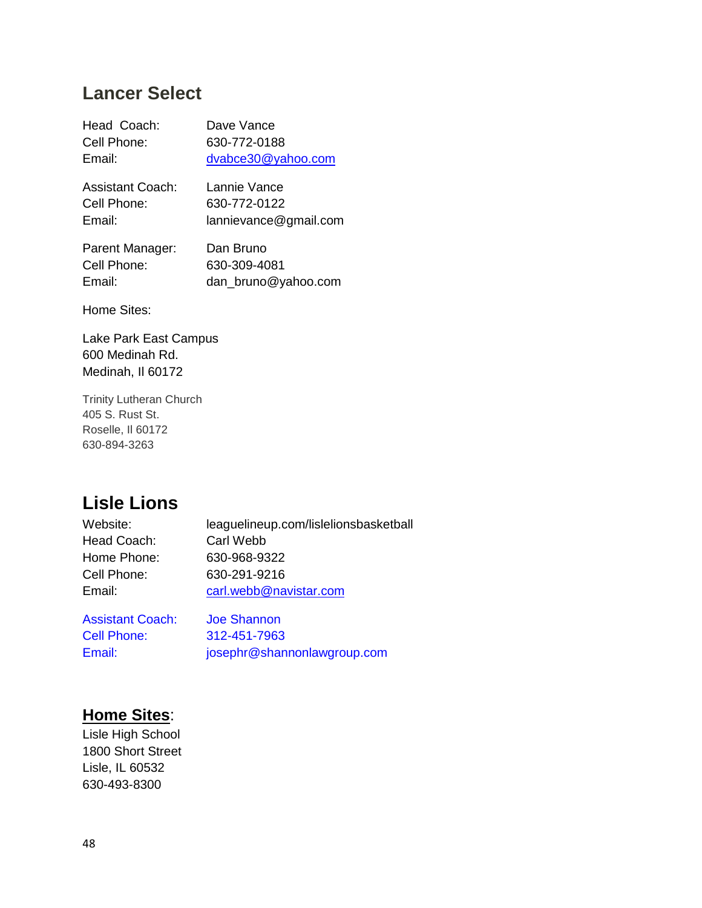## Lancer Select

Head Coach: Dave Vance
Cell Phone: 630-772-0188
Email: dvabce30@yahoo.com

Assistant Coach: Lannie Vance
Cell Phone: 630-772-0122
Email: lannievance@gmail.com

Parent Manager: Dan Bruno
Cell Phone: 630-309-4081
Email: dan_bruno@yahoo.com

Home Sites:

Lake Park East Campus
600 Medinah Rd.
Medinah, Il 60172

Trinity Lutheran Church
405 S. Rust St.
Roselle, Il 60172
630-894-3263

## Lisle Lions

Website: leaguelineup.com/lislelionsbasketball
Head Coach: Carl Webb
Home Phone: 630-968-9322
Cell Phone: 630-291-9216
Email: carl.webb@navistar.com

Assistant Coach: Joe Shannon
Cell Phone: 312-451-7963
Email: josephr@shannonlawgroup.com

**Home Sites**:
Lisle High School
1800 Short Street
Lisle, IL 60532
630-493-8300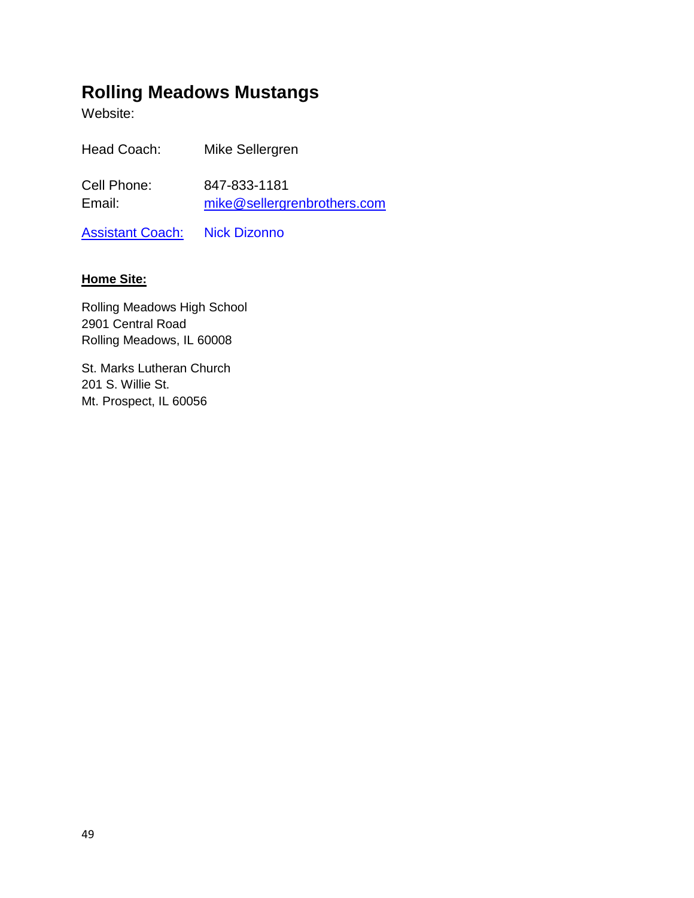## Rolling Meadows Mustangs

Website:

Head Coach: Mike Sellergren

Cell Phone: 847-833-1181
Email: mike@sellergrenbrothers.com

Assistant Coach: Nick Dizonno

**Home Site:**

Rolling Meadows High School
2901 Central Road
Rolling Meadows, IL 60008

St. Marks Lutheran Church
201 S. Willie St.
Mt. Prospect, IL 60056